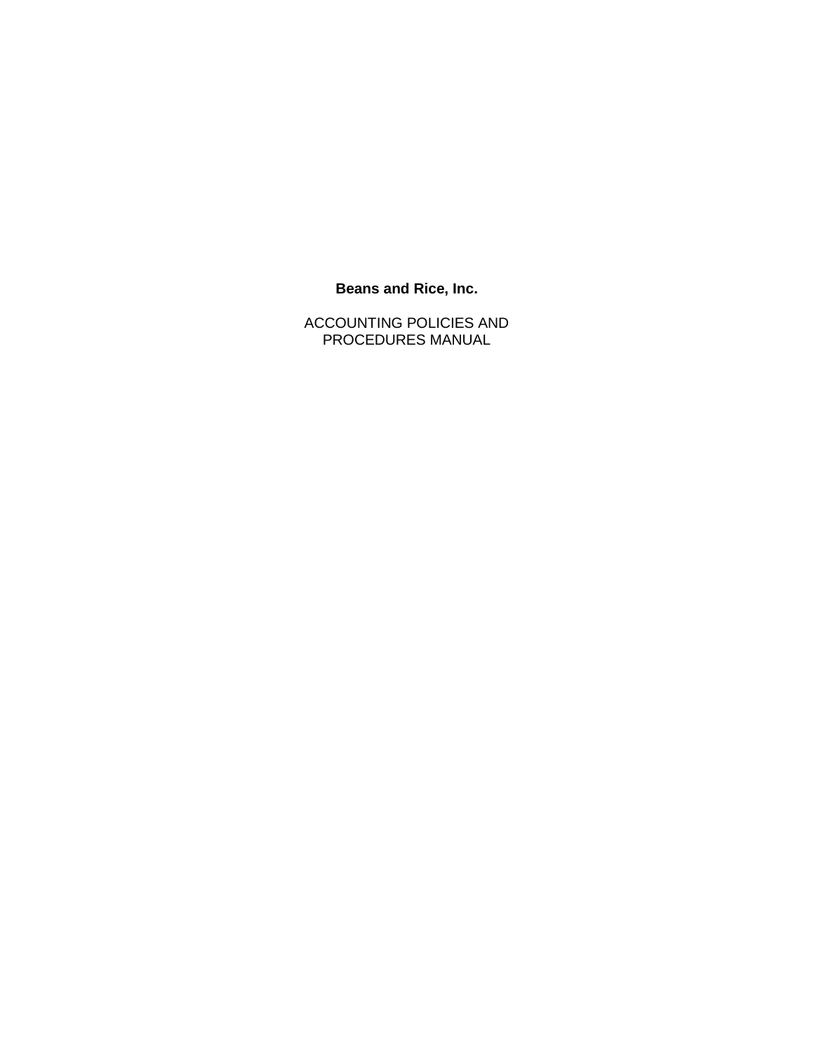**Beans and Rice, Inc.**

ACCOUNTING POLICIES AND PROCEDURES MANUAL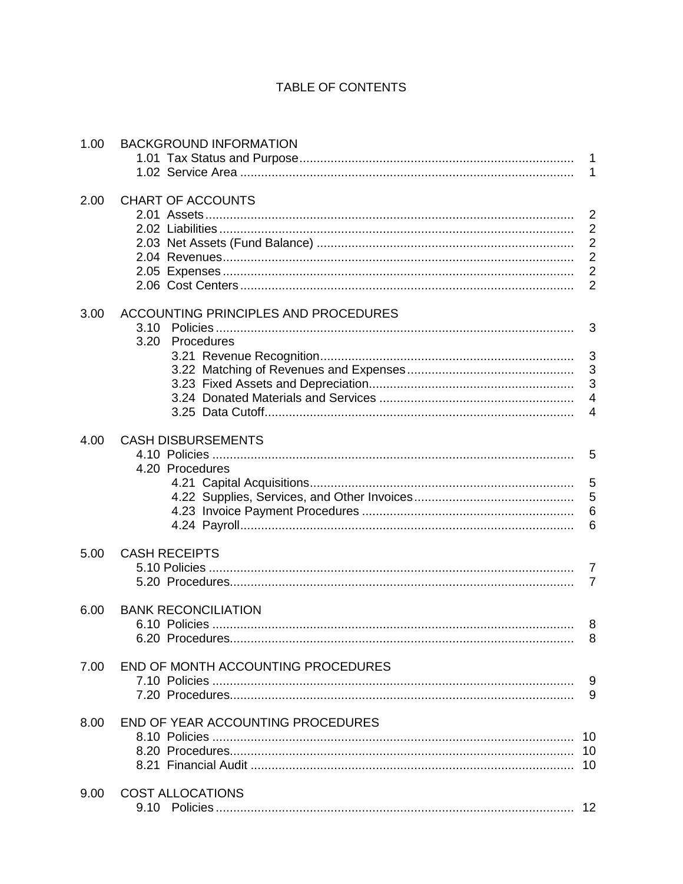# TABLE OF CONTENTS

| | | |
|---|---|---|
| 1.00 | BACKGROUND INFORMATION | |
| | 1.01 Tax Status and Purpose | 1 |
| | 1.02 Service Area | 1 |
| 2.00 | CHART OF ACCOUNTS | |
| | 2.01 Assets | 2 |
| | 2.02 Liabilities | 2 |
| | 2.03 Net Assets (Fund Balance) | 2 |
| | 2.04 Revenues | 2 |
| | 2.05 Expenses | 2 |
| | 2.06 Cost Centers | 2 |
| 3.00 | ACCOUNTING PRINCIPLES AND PROCEDURES | |
| | 3.10 Policies | 3 |
| | 3.20 Procedures | |
| | 3.21 Revenue Recognition | 3 |
| | 3.22 Matching of Revenues and Expenses | 3 |
| | 3.23 Fixed Assets and Depreciation | 3 |
| | 3.24 Donated Materials and Services | 4 |
| | 3.25 Data Cutoff | 4 |
| 4.00 | CASH DISBURSEMENTS | |
| | 4.10 Policies | 5 |
| | 4.20 Procedures | |
| | 4.21 Capital Acquisitions | 5 |
| | 4.22 Supplies, Services, and Other Invoices | 5 |
| | 4.23 Invoice Payment Procedures | 6 |
| | 4.24 Payroll | 6 |
| 5.00 | CASH RECEIPTS | |
| | 5.10 Policies | 7 |
| | 5.20 Procedures | 7 |
| 6.00 | BANK RECONCILIATION | |
| | 6.10 Policies | 8 |
| | 6.20 Procedures | 8 |
| 7.00 | END OF MONTH ACCOUNTING PROCEDURES | |
| | 7.10 Policies | 9 |
| | 7.20 Procedures | 9 |
| 8.00 | END OF YEAR ACCOUNTING PROCEDURES | |
| | 8.10 Policies | 10 |
| | 8.20 Procedures | 10 |
| | 8.21 Financial Audit | 10 |
| 9.00 | COST ALLOCATIONS | |
| | 9.10 Policies | 12 |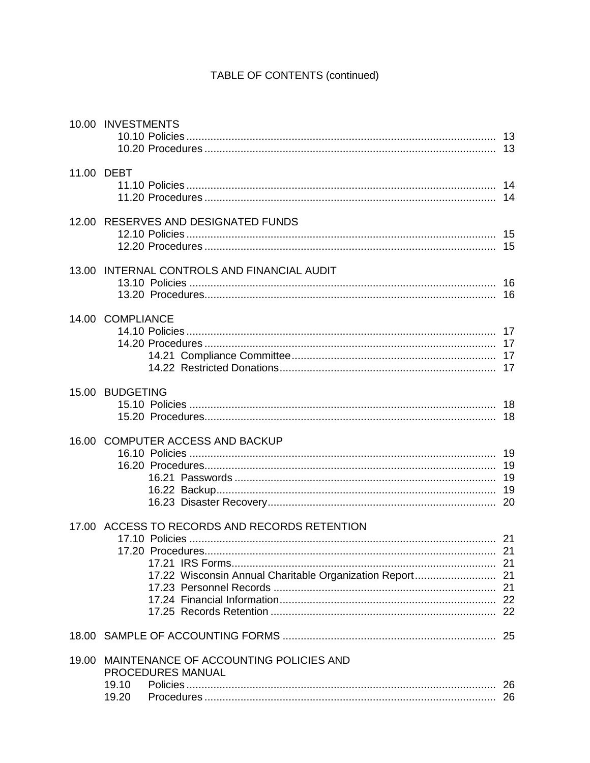TABLE OF CONTENTS (continued)

| | | Page |
|---|---|---|
| 10.00 | INVESTMENTS | |
| | 10.10 Policies | 13 |
| | 10.20 Procedures | 13 |
| 11.00 | DEBT | |
| | 11.10 Policies | 14 |
| | 11.20 Procedures | 14 |
| 12.00 | RESERVES AND DESIGNATED FUNDS | |
| | 12.10 Policies | 15 |
| | 12.20 Procedures | 15 |
| 13.00 | INTERNAL CONTROLS AND FINANCIAL AUDIT | |
| | 13.10 Policies | 16 |
| | 13.20 Procedures | 16 |
| 14.00 | COMPLIANCE | |
| | 14.10 Policies | 17 |
| | 14.20 Procedures | 17 |
| | 14.21 Compliance Committee | 17 |
| | 14.22 Restricted Donations | 17 |
| 15.00 | BUDGETING | |
| | 15.10 Policies | 18 |
| | 15.20 Procedures | 18 |
| 16.00 | COMPUTER ACCESS AND BACKUP | |
| | 16.10 Policies | 19 |
| | 16.20 Procedures | 19 |
| | 16.21 Passwords | 19 |
| | 16.22 Backup | 19 |
| | 16.23 Disaster Recovery | 20 |
| 17.00 | ACCESS TO RECORDS AND RECORDS RETENTION | |
| | 17.10 Policies | 21 |
| | 17.20 Procedures | 21 |
| | 17.21 IRS Forms | 21 |
| | 17.22 Wisconsin Annual Charitable Organization Report | 21 |
| | 17.23 Personnel Records | 21 |
| | 17.24 Financial Information | 22 |
| | 17.25 Records Retention | 22 |
| 18.00 | SAMPLE OF ACCOUNTING FORMS | 25 |
| 19.00 | MAINTENANCE OF ACCOUNTING POLICIES AND PROCEDURES MANUAL | |
| | 19.10 Policies | 26 |
| | 19.20 Procedures | 26 |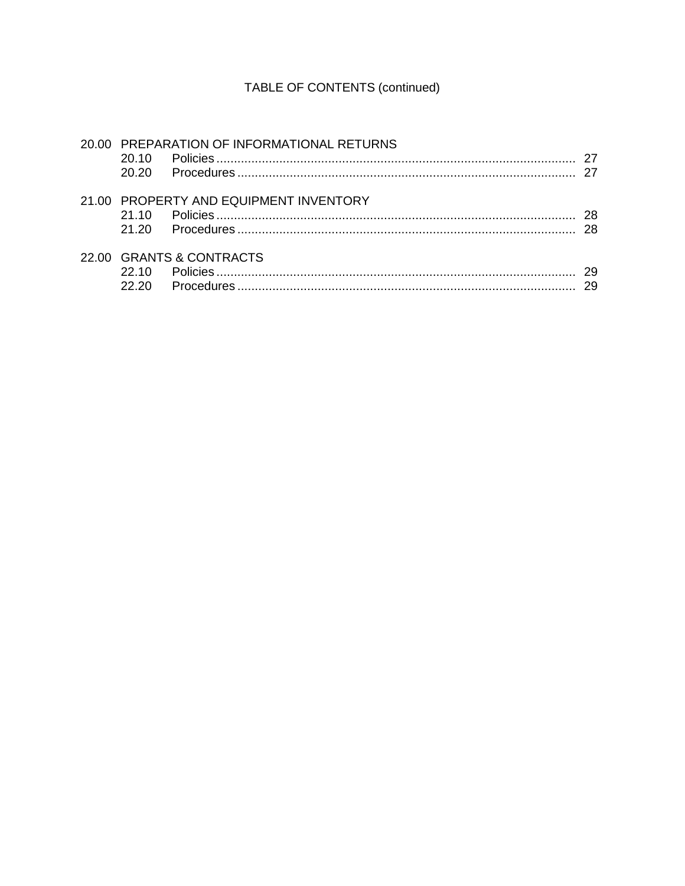# TABLE OF CONTENTS (continued)

20.00 PREPARATION OF INFORMATIONAL RETURNS
- 20.10 Policies .......... 27
- 20.20 Procedures .......... 27

21.00 PROPERTY AND EQUIPMENT INVENTORY
- 21.10 Policies .......... 28
- 21.20 Procedures .......... 28

22.00 GRANTS & CONTRACTS
- 22.10 Policies .......... 29
- 22.20 Procedures .......... 29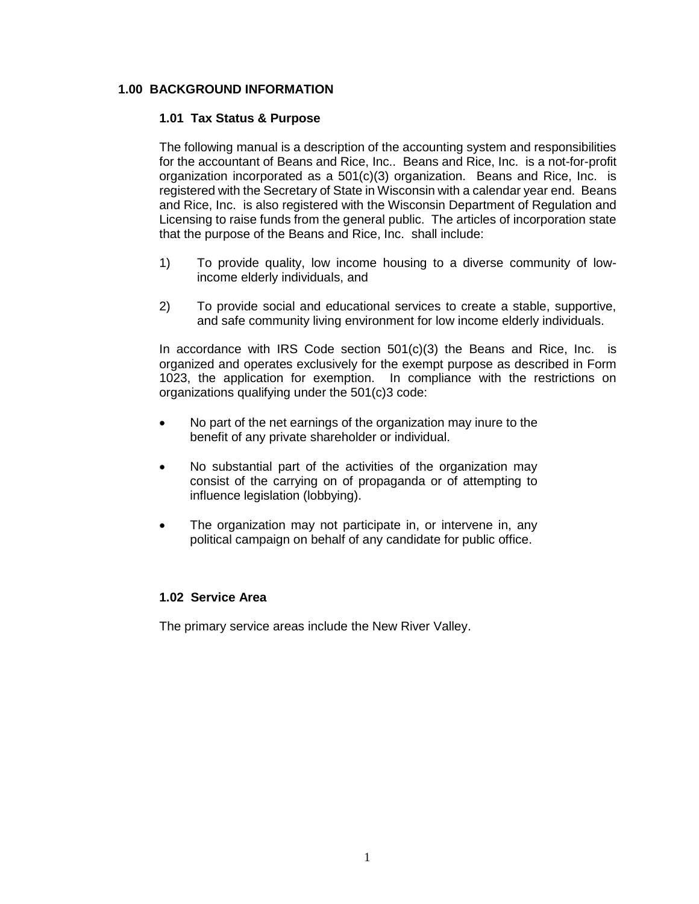# 1.00 BACKGROUND INFORMATION

## 1.01 Tax Status & Purpose

The following manual is a description of the accounting system and responsibilities for the accountant of Beans and Rice, Inc.. Beans and Rice, Inc. is a not-for-profit organization incorporated as a 501(c)(3) organization. Beans and Rice, Inc. is registered with the Secretary of State in Wisconsin with a calendar year end. Beans and Rice, Inc. is also registered with the Wisconsin Department of Regulation and Licensing to raise funds from the general public. The articles of incorporation state that the purpose of the Beans and Rice, Inc. shall include:

1) To provide quality, low income housing to a diverse community of low-income elderly individuals, and

2) To provide social and educational services to create a stable, supportive, and safe community living environment for low income elderly individuals.

In accordance with IRS Code section 501(c)(3) the Beans and Rice, Inc. is organized and operates exclusively for the exempt purpose as described in Form 1023, the application for exemption. In compliance with the restrictions on organizations qualifying under the 501(c)3 code:

- No part of the net earnings of the organization may inure to the benefit of any private shareholder or individual.
- No substantial part of the activities of the organization may consist of the carrying on of propaganda or of attempting to influence legislation (lobbying).
- The organization may not participate in, or intervene in, any political campaign on behalf of any candidate for public office.

## 1.02 Service Area

The primary service areas include the New River Valley.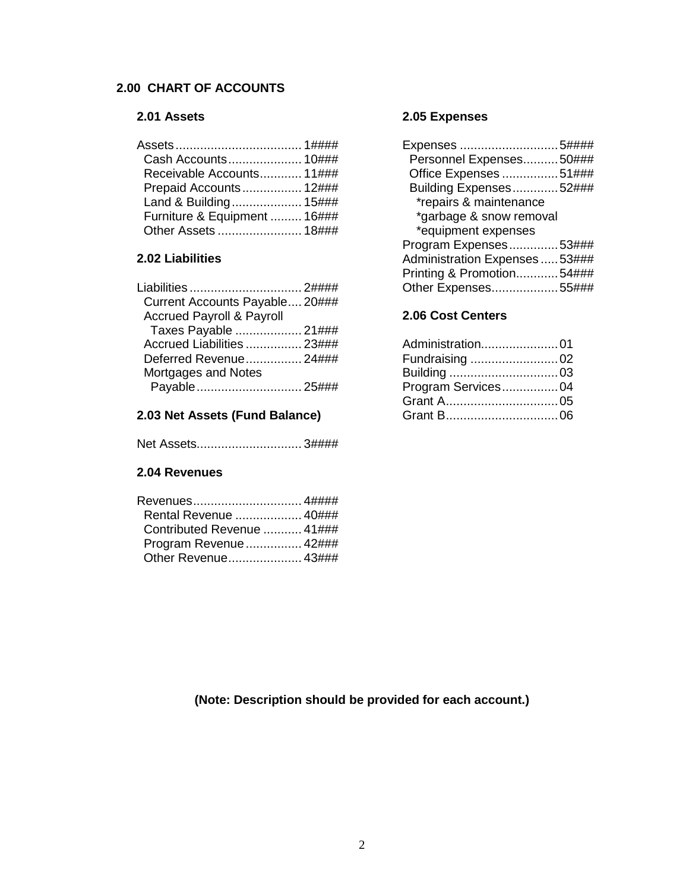## 2.00 CHART OF ACCOUNTS

### 2.01 Assets

| Account | Code |
|---|---|
| Assets | 1#### |
| Cash Accounts | 10### |
| Receivable Accounts | 11### |
| Prepaid Accounts | 12### |
| Land & Building | 15### |
| Furniture & Equipment | 16### |
| Other Assets | 18### |

### 2.02 Liabilities

| Account | Code |
|---|---|
| Liabilities | 2#### |
| Current Accounts Payable | 20### |
| Accrued Payroll & Payroll Taxes Payable | 21### |
| Accrued Liabilities | 23### |
| Deferred Revenue | 24### |
| Mortgages and Notes Payable | 25### |

### 2.03 Net Assets (Fund Balance)

| Account | Code |
|---|---|
| Net Assets | 3#### |

### 2.04 Revenues

| Account | Code |
|---|---|
| Revenues | 4#### |
| Rental Revenue | 40### |
| Contributed Revenue | 41### |
| Program Revenue | 42### |
| Other Revenue | 43### |

### 2.05 Expenses

| Account | Code |
|---|---|
| Expenses | 5#### |
| Personnel Expenses | 50### |
| Office Expenses | 51### |
| Building Expenses | 52### |
| *repairs & maintenance | |
| *garbage & snow removal | |
| *equipment expenses | |
| Program Expenses | 53### |
| Administration Expenses | 53### |
| Printing & Promotion | 54### |
| Other Expenses | 55### |

### 2.06 Cost Centers

| Cost Center | Code |
|---|---|
| Administration | 01 |
| Fundraising | 02 |
| Building | 03 |
| Program Services | 04 |
| Grant A | 05 |
| Grant B | 06 |

**(Note: Description should be provided for each account.)**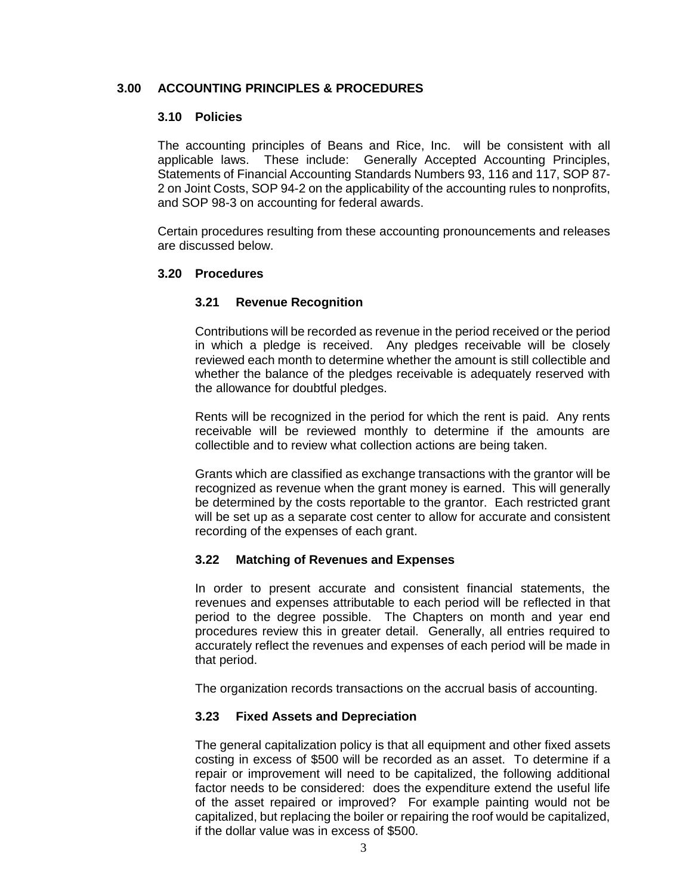# 3.00 ACCOUNTING PRINCIPLES & PROCEDURES

## 3.10 Policies

The accounting principles of Beans and Rice, Inc. will be consistent with all applicable laws. These include: Generally Accepted Accounting Principles, Statements of Financial Accounting Standards Numbers 93, 116 and 117, SOP 87-2 on Joint Costs, SOP 94-2 on the applicability of the accounting rules to nonprofits, and SOP 98-3 on accounting for federal awards.

Certain procedures resulting from these accounting pronouncements and releases are discussed below.

## 3.20 Procedures

### 3.21 Revenue Recognition

Contributions will be recorded as revenue in the period received or the period in which a pledge is received. Any pledges receivable will be closely reviewed each month to determine whether the amount is still collectible and whether the balance of the pledges receivable is adequately reserved with the allowance for doubtful pledges.

Rents will be recognized in the period for which the rent is paid. Any rents receivable will be reviewed monthly to determine if the amounts are collectible and to review what collection actions are being taken.

Grants which are classified as exchange transactions with the grantor will be recognized as revenue when the grant money is earned. This will generally be determined by the costs reportable to the grantor. Each restricted grant will be set up as a separate cost center to allow for accurate and consistent recording of the expenses of each grant.

### 3.22 Matching of Revenues and Expenses

In order to present accurate and consistent financial statements, the revenues and expenses attributable to each period will be reflected in that period to the degree possible. The Chapters on month and year end procedures review this in greater detail. Generally, all entries required to accurately reflect the revenues and expenses of each period will be made in that period.

The organization records transactions on the accrual basis of accounting.

### 3.23 Fixed Assets and Depreciation

The general capitalization policy is that all equipment and other fixed assets costing in excess of $500 will be recorded as an asset. To determine if a repair or improvement will need to be capitalized, the following additional factor needs to be considered: does the expenditure extend the useful life of the asset repaired or improved? For example painting would not be capitalized, but replacing the boiler or repairing the roof would be capitalized, if the dollar value was in excess of $500.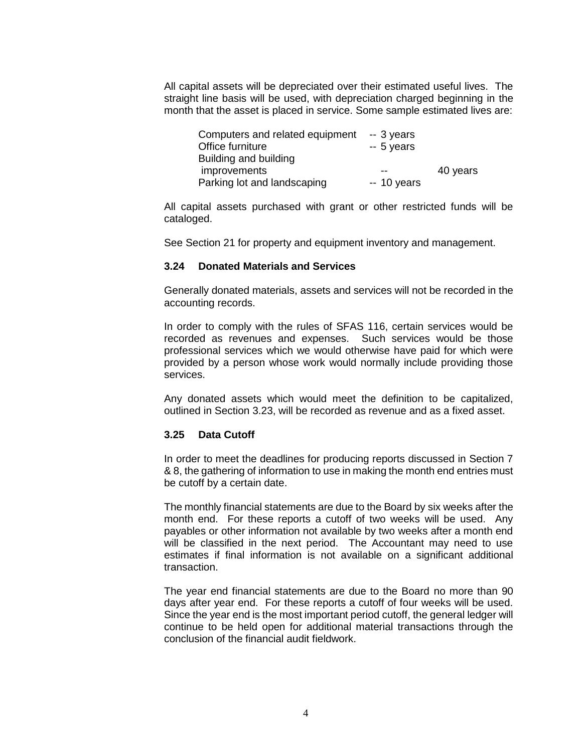All capital assets will be depreciated over their estimated useful lives. The straight line basis will be used, with depreciation charged beginning in the month that the asset is placed in service. Some sample estimated lives are:

| | |
|---|---|
| Computers and related equipment | -- 3 years |
| Office furniture | -- 5 years |
| Building and building improvements | -- 40 years |
| Parking lot and landscaping | -- 10 years |

All capital assets purchased with grant or other restricted funds will be cataloged.

See Section 21 for property and equipment inventory and management.

### 3.24 Donated Materials and Services

Generally donated materials, assets and services will not be recorded in the accounting records.

In order to comply with the rules of SFAS 116, certain services would be recorded as revenues and expenses. Such services would be those professional services which we would otherwise have paid for which were provided by a person whose work would normally include providing those services.

Any donated assets which would meet the definition to be capitalized, outlined in Section 3.23, will be recorded as revenue and as a fixed asset.

### 3.25 Data Cutoff

In order to meet the deadlines for producing reports discussed in Section 7 & 8, the gathering of information to use in making the month end entries must be cutoff by a certain date.

The monthly financial statements are due to the Board by six weeks after the month end. For these reports a cutoff of two weeks will be used. Any payables or other information not available by two weeks after a month end will be classified in the next period. The Accountant may need to use estimates if final information is not available on a significant additional transaction.

The year end financial statements are due to the Board no more than 90 days after year end. For these reports a cutoff of four weeks will be used. Since the year end is the most important period cutoff, the general ledger will continue to be held open for additional material transactions through the conclusion of the financial audit fieldwork.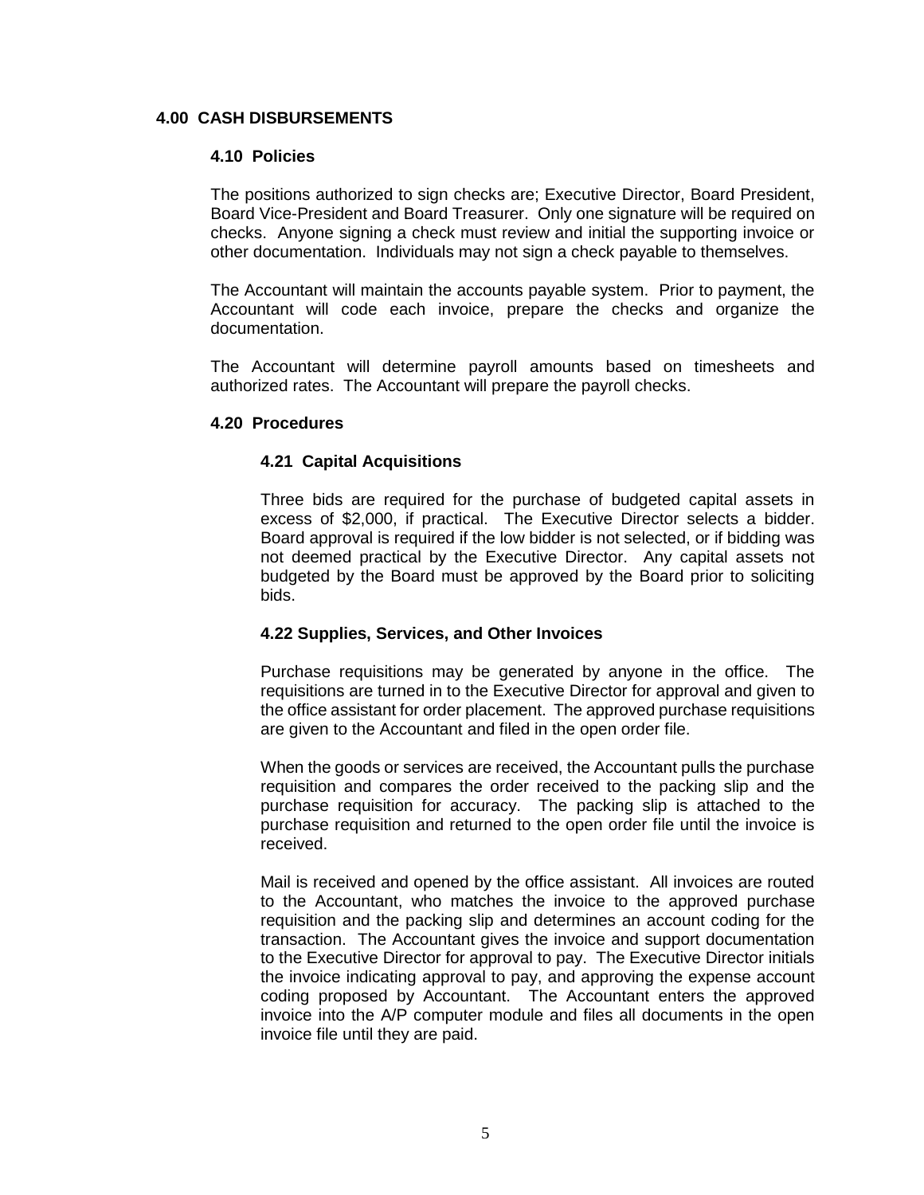## 4.00 CASH DISBURSEMENTS

### 4.10 Policies

The positions authorized to sign checks are; Executive Director, Board President, Board Vice-President and Board Treasurer. Only one signature will be required on checks. Anyone signing a check must review and initial the supporting invoice or other documentation. Individuals may not sign a check payable to themselves.

The Accountant will maintain the accounts payable system. Prior to payment, the Accountant will code each invoice, prepare the checks and organize the documentation.

The Accountant will determine payroll amounts based on timesheets and authorized rates. The Accountant will prepare the payroll checks.

### 4.20 Procedures

#### 4.21 Capital Acquisitions

Three bids are required for the purchase of budgeted capital assets in excess of $2,000, if practical. The Executive Director selects a bidder. Board approval is required if the low bidder is not selected, or if bidding was not deemed practical by the Executive Director. Any capital assets not budgeted by the Board must be approved by the Board prior to soliciting bids.

#### 4.22 Supplies, Services, and Other Invoices

Purchase requisitions may be generated by anyone in the office. The requisitions are turned in to the Executive Director for approval and given to the office assistant for order placement. The approved purchase requisitions are given to the Accountant and filed in the open order file.

When the goods or services are received, the Accountant pulls the purchase requisition and compares the order received to the packing slip and the purchase requisition for accuracy. The packing slip is attached to the purchase requisition and returned to the open order file until the invoice is received.

Mail is received and opened by the office assistant. All invoices are routed to the Accountant, who matches the invoice to the approved purchase requisition and the packing slip and determines an account coding for the transaction. The Accountant gives the invoice and support documentation to the Executive Director for approval to pay. The Executive Director initials the invoice indicating approval to pay, and approving the expense account coding proposed by Accountant. The Accountant enters the approved invoice into the A/P computer module and files all documents in the open invoice file until they are paid.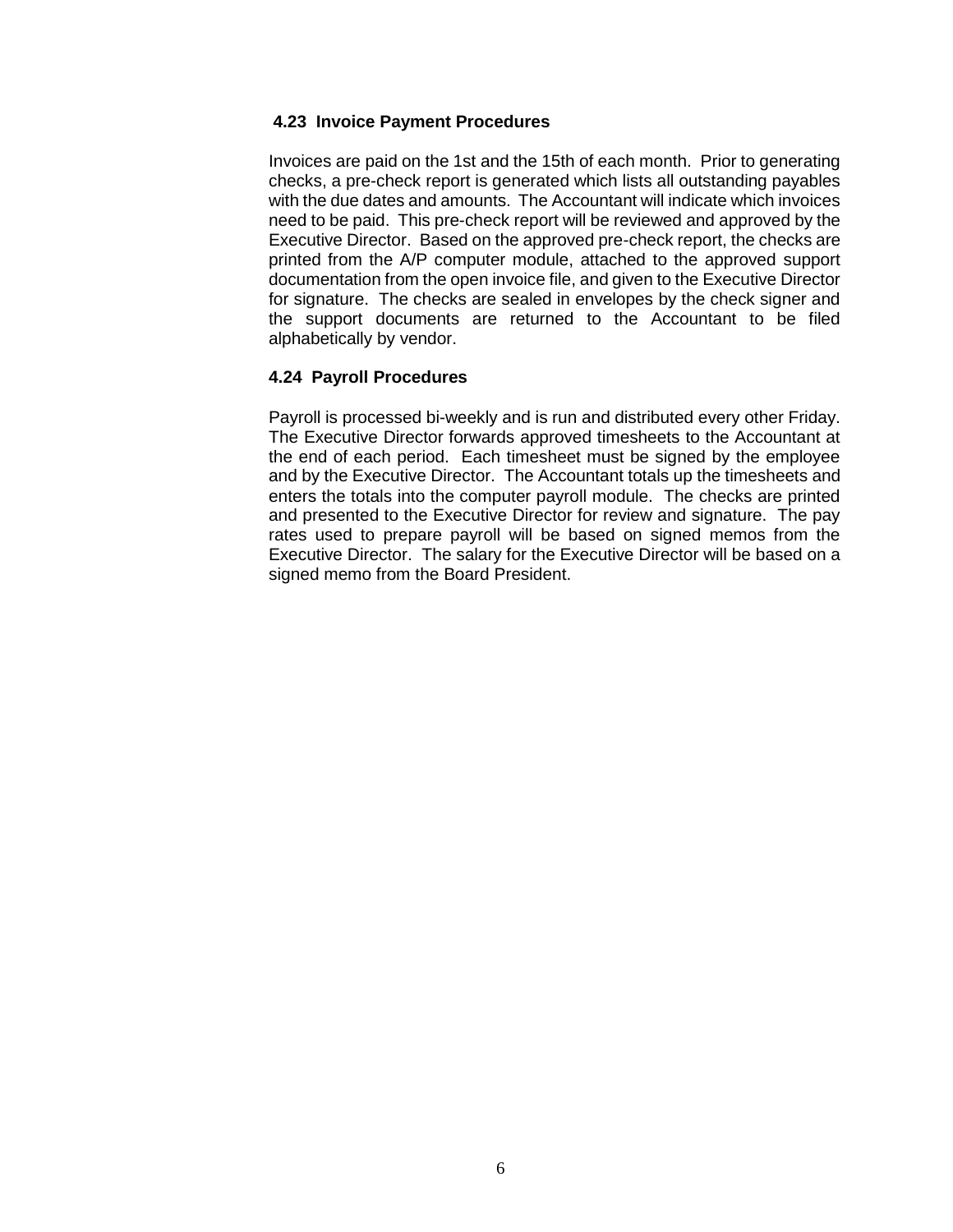### 4.23 Invoice Payment Procedures

Invoices are paid on the 1st and the 15th of each month. Prior to generating checks, a pre-check report is generated which lists all outstanding payables with the due dates and amounts. The Accountant will indicate which invoices need to be paid. This pre-check report will be reviewed and approved by the Executive Director. Based on the approved pre-check report, the checks are printed from the A/P computer module, attached to the approved support documentation from the open invoice file, and given to the Executive Director for signature. The checks are sealed in envelopes by the check signer and the support documents are returned to the Accountant to be filed alphabetically by vendor.

### 4.24 Payroll Procedures

Payroll is processed bi-weekly and is run and distributed every other Friday. The Executive Director forwards approved timesheets to the Accountant at the end of each period. Each timesheet must be signed by the employee and by the Executive Director. The Accountant totals up the timesheets and enters the totals into the computer payroll module. The checks are printed and presented to the Executive Director for review and signature. The pay rates used to prepare payroll will be based on signed memos from the Executive Director. The salary for the Executive Director will be based on a signed memo from the Board President.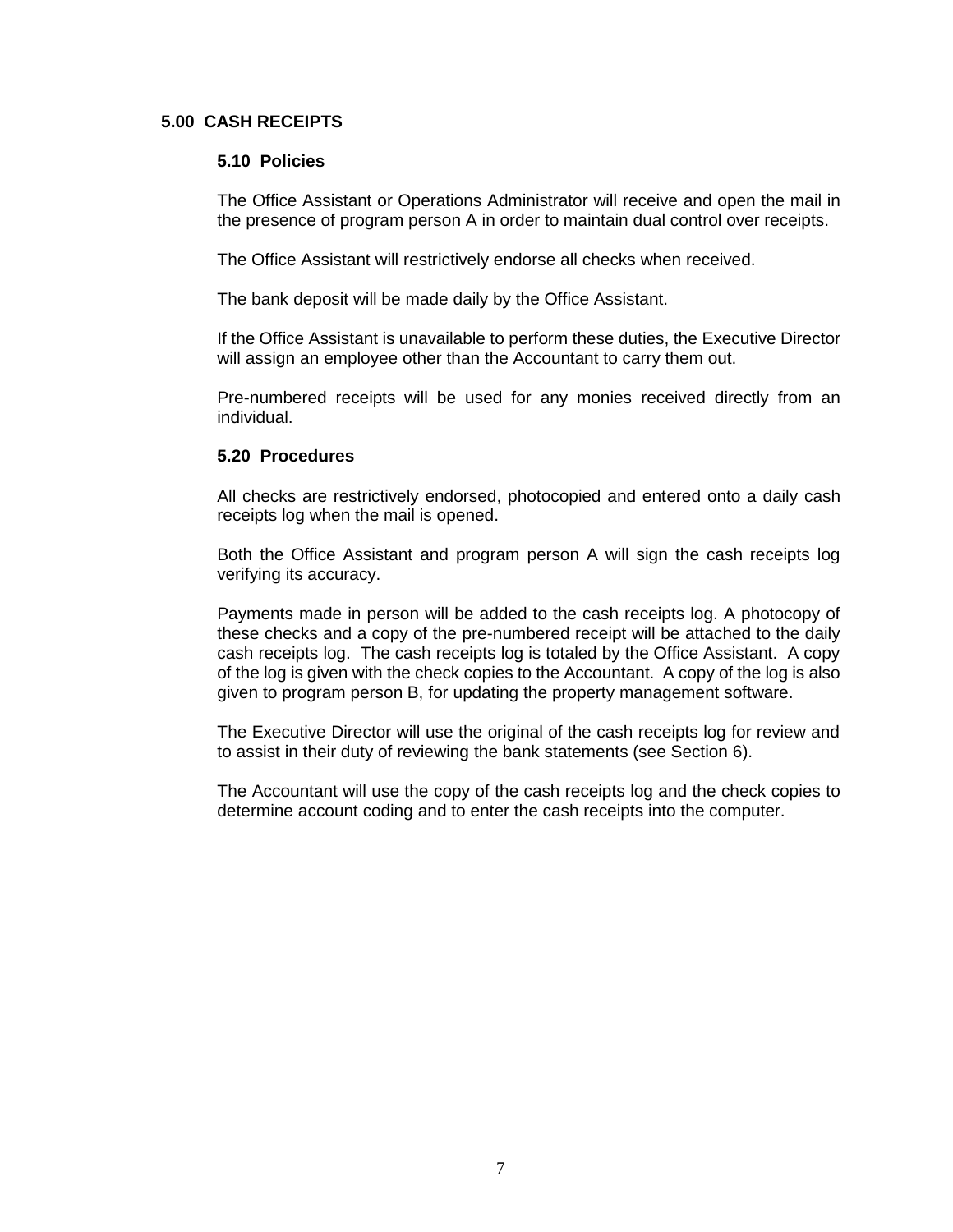## 5.00 CASH RECEIPTS

### 5.10 Policies

The Office Assistant or Operations Administrator will receive and open the mail in the presence of program person A in order to maintain dual control over receipts.

The Office Assistant will restrictively endorse all checks when received.

The bank deposit will be made daily by the Office Assistant.

If the Office Assistant is unavailable to perform these duties, the Executive Director will assign an employee other than the Accountant to carry them out.

Pre-numbered receipts will be used for any monies received directly from an individual.

### 5.20 Procedures

All checks are restrictively endorsed, photocopied and entered onto a daily cash receipts log when the mail is opened.

Both the Office Assistant and program person A will sign the cash receipts log verifying its accuracy.

Payments made in person will be added to the cash receipts log. A photocopy of these checks and a copy of the pre-numbered receipt will be attached to the daily cash receipts log. The cash receipts log is totaled by the Office Assistant. A copy of the log is given with the check copies to the Accountant. A copy of the log is also given to program person B, for updating the property management software.

The Executive Director will use the original of the cash receipts log for review and to assist in their duty of reviewing the bank statements (see Section 6).

The Accountant will use the copy of the cash receipts log and the check copies to determine account coding and to enter the cash receipts into the computer.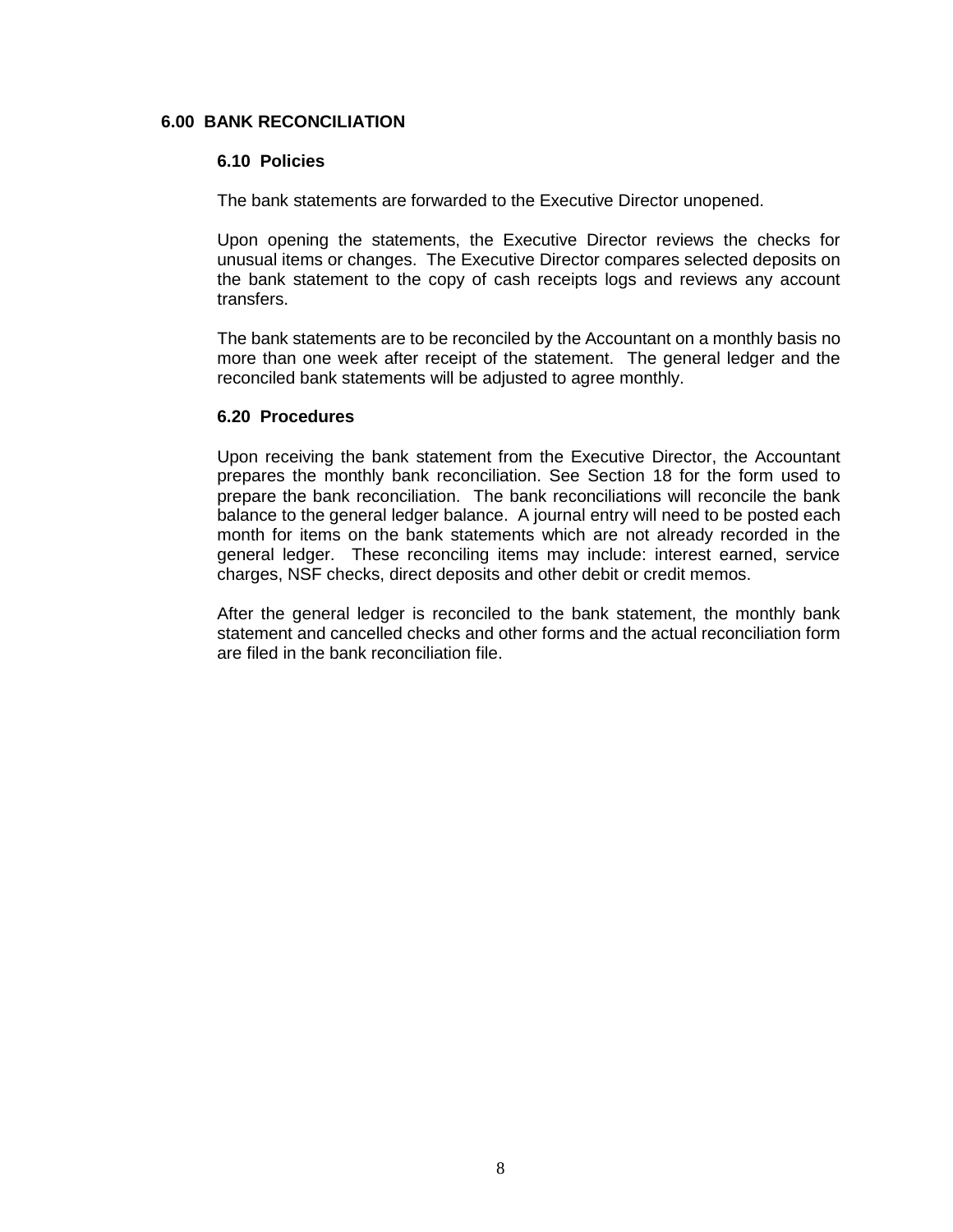## 6.00 BANK RECONCILIATION

### 6.10 Policies

The bank statements are forwarded to the Executive Director unopened.

Upon opening the statements, the Executive Director reviews the checks for unusual items or changes. The Executive Director compares selected deposits on the bank statement to the copy of cash receipts logs and reviews any account transfers.

The bank statements are to be reconciled by the Accountant on a monthly basis no more than one week after receipt of the statement. The general ledger and the reconciled bank statements will be adjusted to agree monthly.

### 6.20 Procedures

Upon receiving the bank statement from the Executive Director, the Accountant prepares the monthly bank reconciliation. See Section 18 for the form used to prepare the bank reconciliation. The bank reconciliations will reconcile the bank balance to the general ledger balance. A journal entry will need to be posted each month for items on the bank statements which are not already recorded in the general ledger. These reconciling items may include: interest earned, service charges, NSF checks, direct deposits and other debit or credit memos.

After the general ledger is reconciled to the bank statement, the monthly bank statement and cancelled checks and other forms and the actual reconciliation form are filed in the bank reconciliation file.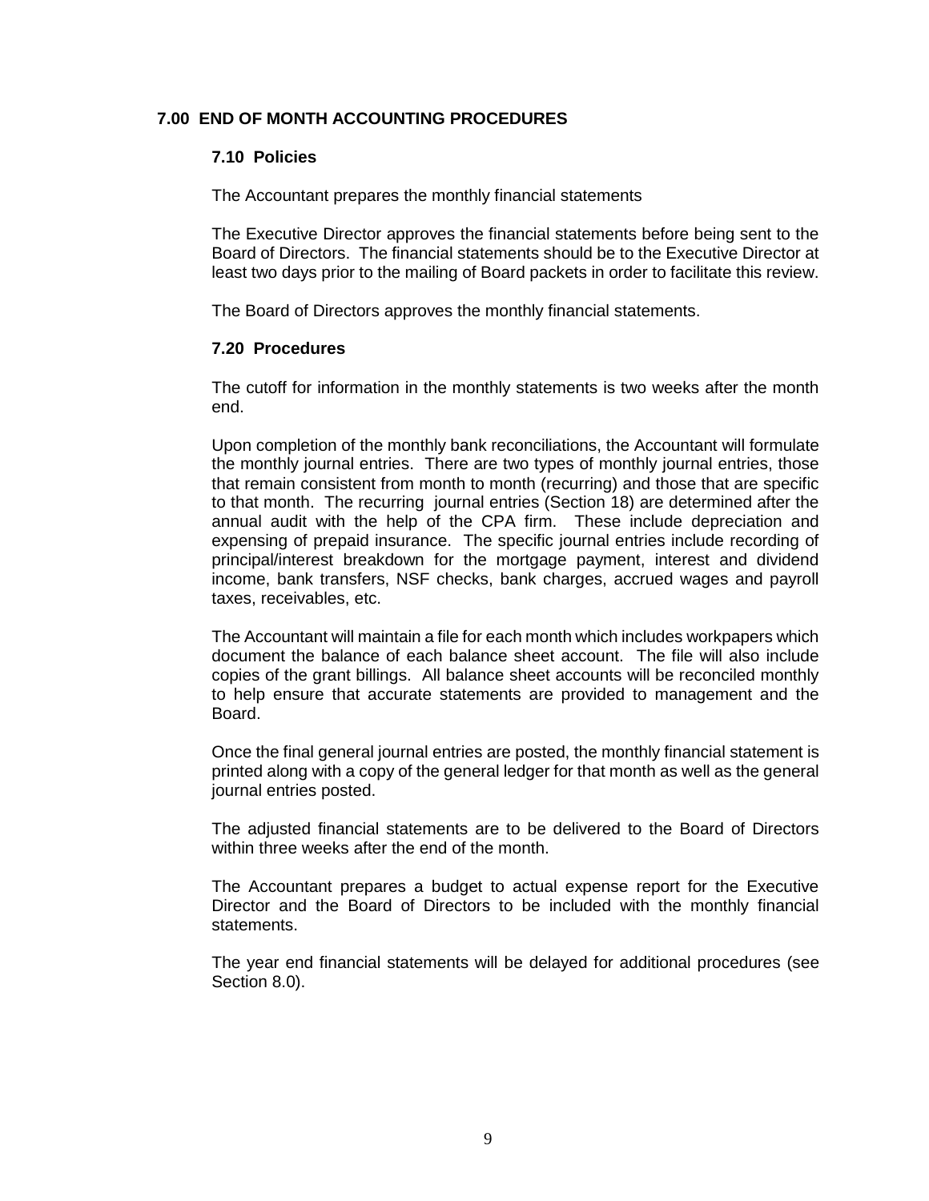## 7.00 END OF MONTH ACCOUNTING PROCEDURES

### 7.10 Policies

The Accountant prepares the monthly financial statements

The Executive Director approves the financial statements before being sent to the Board of Directors. The financial statements should be to the Executive Director at least two days prior to the mailing of Board packets in order to facilitate this review.

The Board of Directors approves the monthly financial statements.

### 7.20 Procedures

The cutoff for information in the monthly statements is two weeks after the month end.

Upon completion of the monthly bank reconciliations, the Accountant will formulate the monthly journal entries. There are two types of monthly journal entries, those that remain consistent from month to month (recurring) and those that are specific to that month. The recurring journal entries (Section 18) are determined after the annual audit with the help of the CPA firm. These include depreciation and expensing of prepaid insurance. The specific journal entries include recording of principal/interest breakdown for the mortgage payment, interest and dividend income, bank transfers, NSF checks, bank charges, accrued wages and payroll taxes, receivables, etc.

The Accountant will maintain a file for each month which includes workpapers which document the balance of each balance sheet account. The file will also include copies of the grant billings. All balance sheet accounts will be reconciled monthly to help ensure that accurate statements are provided to management and the Board.

Once the final general journal entries are posted, the monthly financial statement is printed along with a copy of the general ledger for that month as well as the general journal entries posted.

The adjusted financial statements are to be delivered to the Board of Directors within three weeks after the end of the month.

The Accountant prepares a budget to actual expense report for the Executive Director and the Board of Directors to be included with the monthly financial statements.

The year end financial statements will be delayed for additional procedures (see Section 8.0).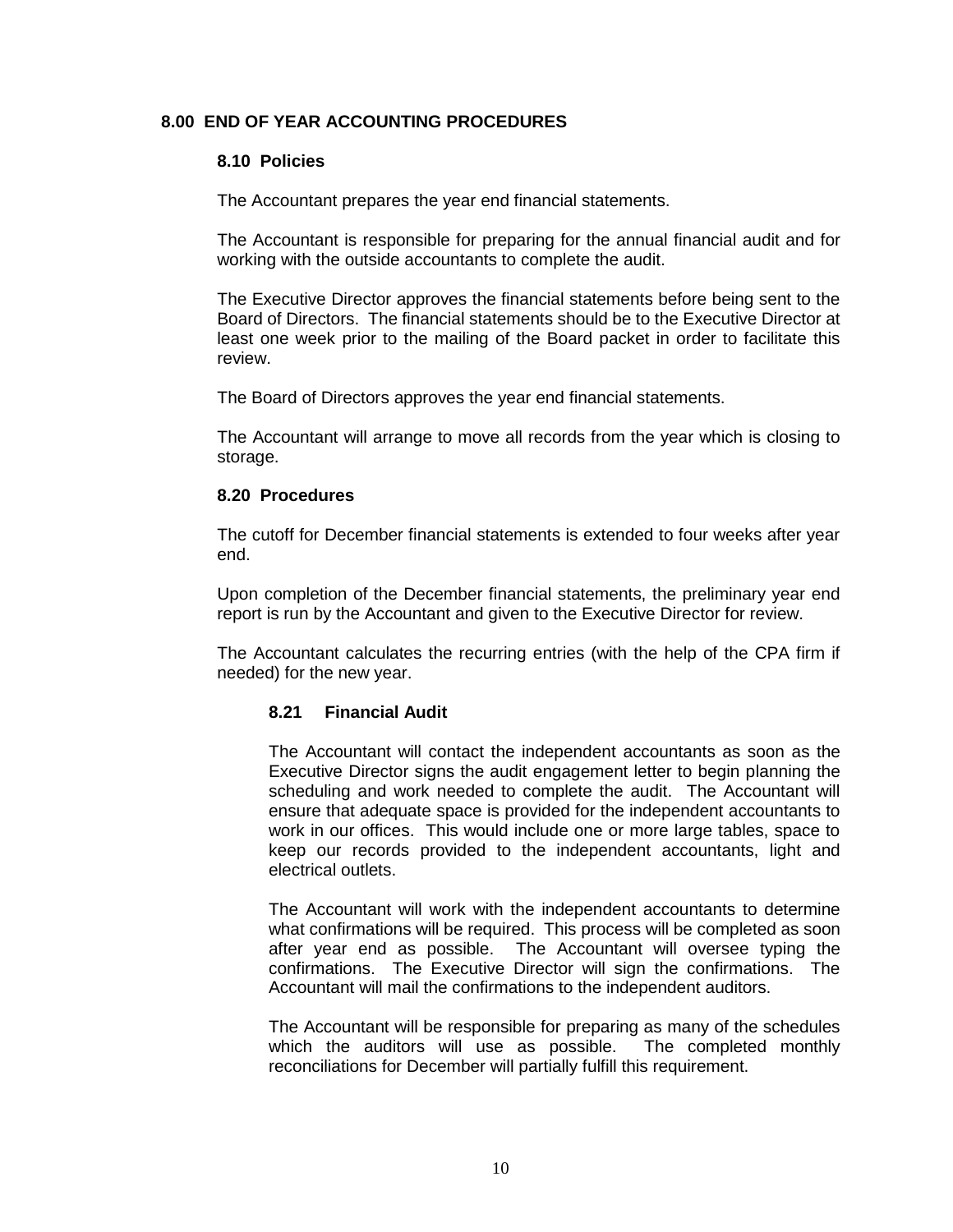# 8.00 END OF YEAR ACCOUNTING PROCEDURES

## 8.10 Policies

The Accountant prepares the year end financial statements.

The Accountant is responsible for preparing for the annual financial audit and for working with the outside accountants to complete the audit.

The Executive Director approves the financial statements before being sent to the Board of Directors. The financial statements should be to the Executive Director at least one week prior to the mailing of the Board packet in order to facilitate this review.

The Board of Directors approves the year end financial statements.

The Accountant will arrange to move all records from the year which is closing to storage.

## 8.20 Procedures

The cutoff for December financial statements is extended to four weeks after year end.

Upon completion of the December financial statements, the preliminary year end report is run by the Accountant and given to the Executive Director for review.

The Accountant calculates the recurring entries (with the help of the CPA firm if needed) for the new year.

### 8.21 Financial Audit

The Accountant will contact the independent accountants as soon as the Executive Director signs the audit engagement letter to begin planning the scheduling and work needed to complete the audit. The Accountant will ensure that adequate space is provided for the independent accountants to work in our offices. This would include one or more large tables, space to keep our records provided to the independent accountants, light and electrical outlets.

The Accountant will work with the independent accountants to determine what confirmations will be required. This process will be completed as soon after year end as possible. The Accountant will oversee typing the confirmations. The Executive Director will sign the confirmations. The Accountant will mail the confirmations to the independent auditors.

The Accountant will be responsible for preparing as many of the schedules which the auditors will use as possible. The completed monthly reconciliations for December will partially fulfill this requirement.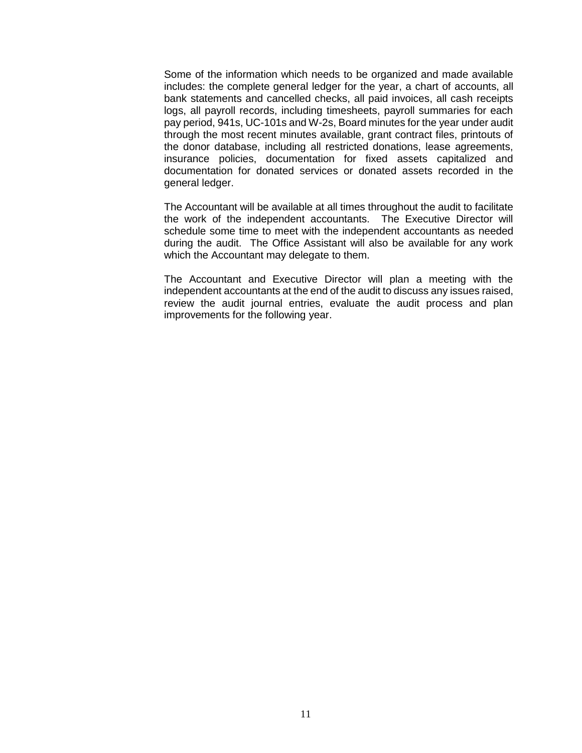Some of the information which needs to be organized and made available includes: the complete general ledger for the year, a chart of accounts, all bank statements and cancelled checks, all paid invoices, all cash receipts logs, all payroll records, including timesheets, payroll summaries for each pay period, 941s, UC-101s and W-2s, Board minutes for the year under audit through the most recent minutes available, grant contract files, printouts of the donor database, including all restricted donations, lease agreements, insurance policies, documentation for fixed assets capitalized and documentation for donated services or donated assets recorded in the general ledger.

The Accountant will be available at all times throughout the audit to facilitate the work of the independent accountants. The Executive Director will schedule some time to meet with the independent accountants as needed during the audit. The Office Assistant will also be available for any work which the Accountant may delegate to them.

The Accountant and Executive Director will plan a meeting with the independent accountants at the end of the audit to discuss any issues raised, review the audit journal entries, evaluate the audit process and plan improvements for the following year.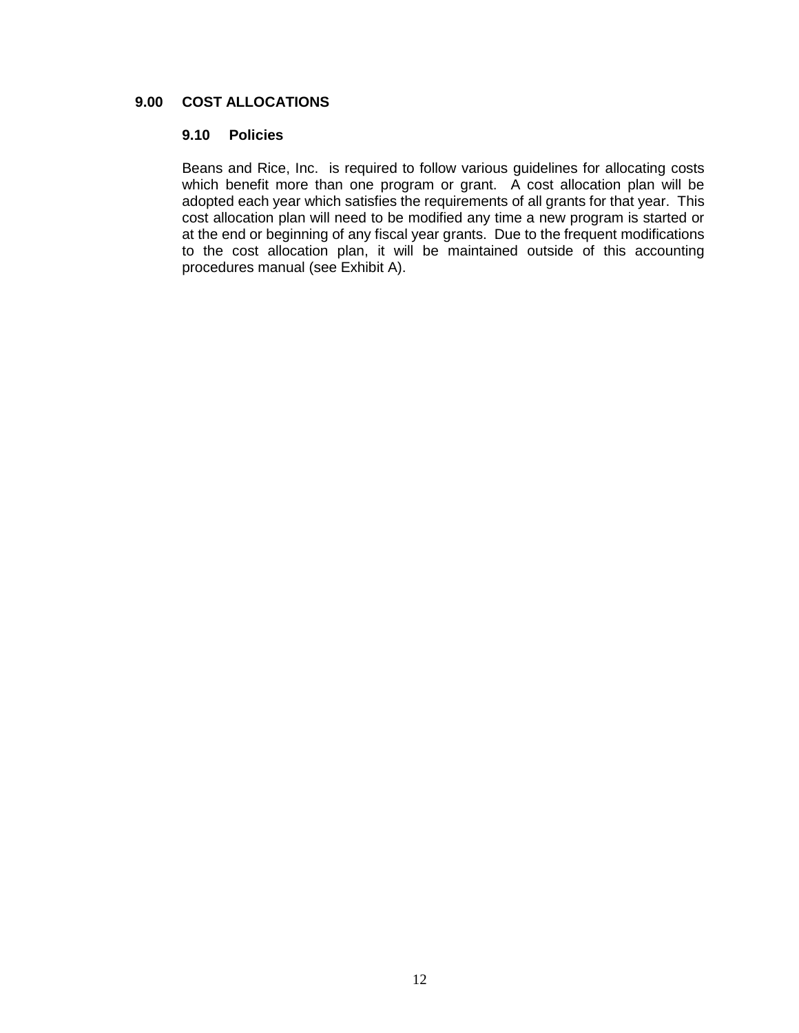## 9.00 COST ALLOCATIONS

### 9.10 Policies

Beans and Rice, Inc. is required to follow various guidelines for allocating costs which benefit more than one program or grant. A cost allocation plan will be adopted each year which satisfies the requirements of all grants for that year. This cost allocation plan will need to be modified any time a new program is started or at the end or beginning of any fiscal year grants. Due to the frequent modifications to the cost allocation plan, it will be maintained outside of this accounting procedures manual (see Exhibit A).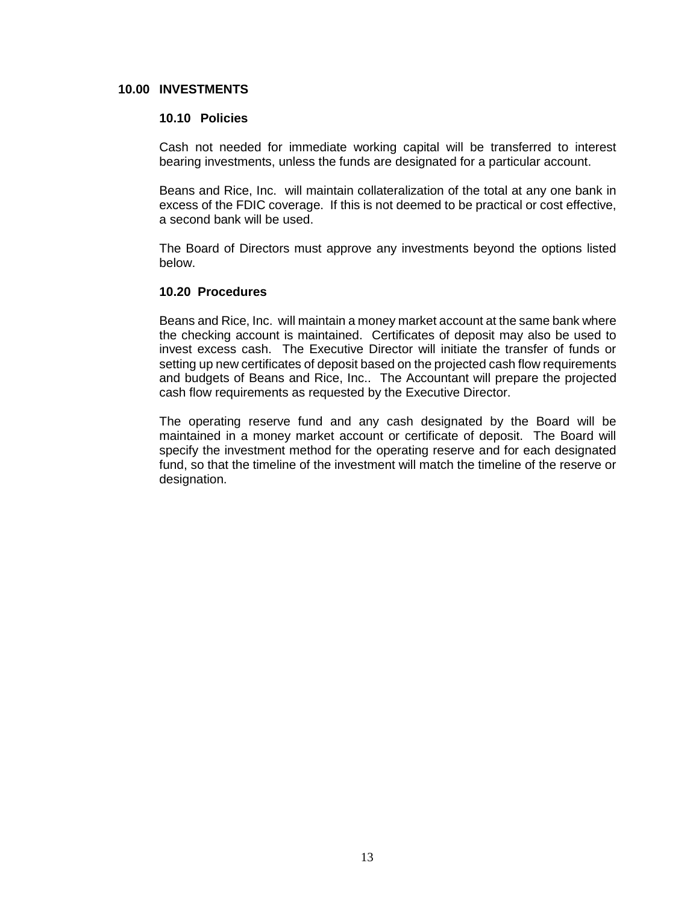## 10.00 INVESTMENTS

### 10.10 Policies

Cash not needed for immediate working capital will be transferred to interest bearing investments, unless the funds are designated for a particular account.

Beans and Rice, Inc. will maintain collateralization of the total at any one bank in excess of the FDIC coverage. If this is not deemed to be practical or cost effective, a second bank will be used.

The Board of Directors must approve any investments beyond the options listed below.

### 10.20 Procedures

Beans and Rice, Inc. will maintain a money market account at the same bank where the checking account is maintained. Certificates of deposit may also be used to invest excess cash. The Executive Director will initiate the transfer of funds or setting up new certificates of deposit based on the projected cash flow requirements and budgets of Beans and Rice, Inc.. The Accountant will prepare the projected cash flow requirements as requested by the Executive Director.

The operating reserve fund and any cash designated by the Board will be maintained in a money market account or certificate of deposit. The Board will specify the investment method for the operating reserve and for each designated fund, so that the timeline of the investment will match the timeline of the reserve or designation.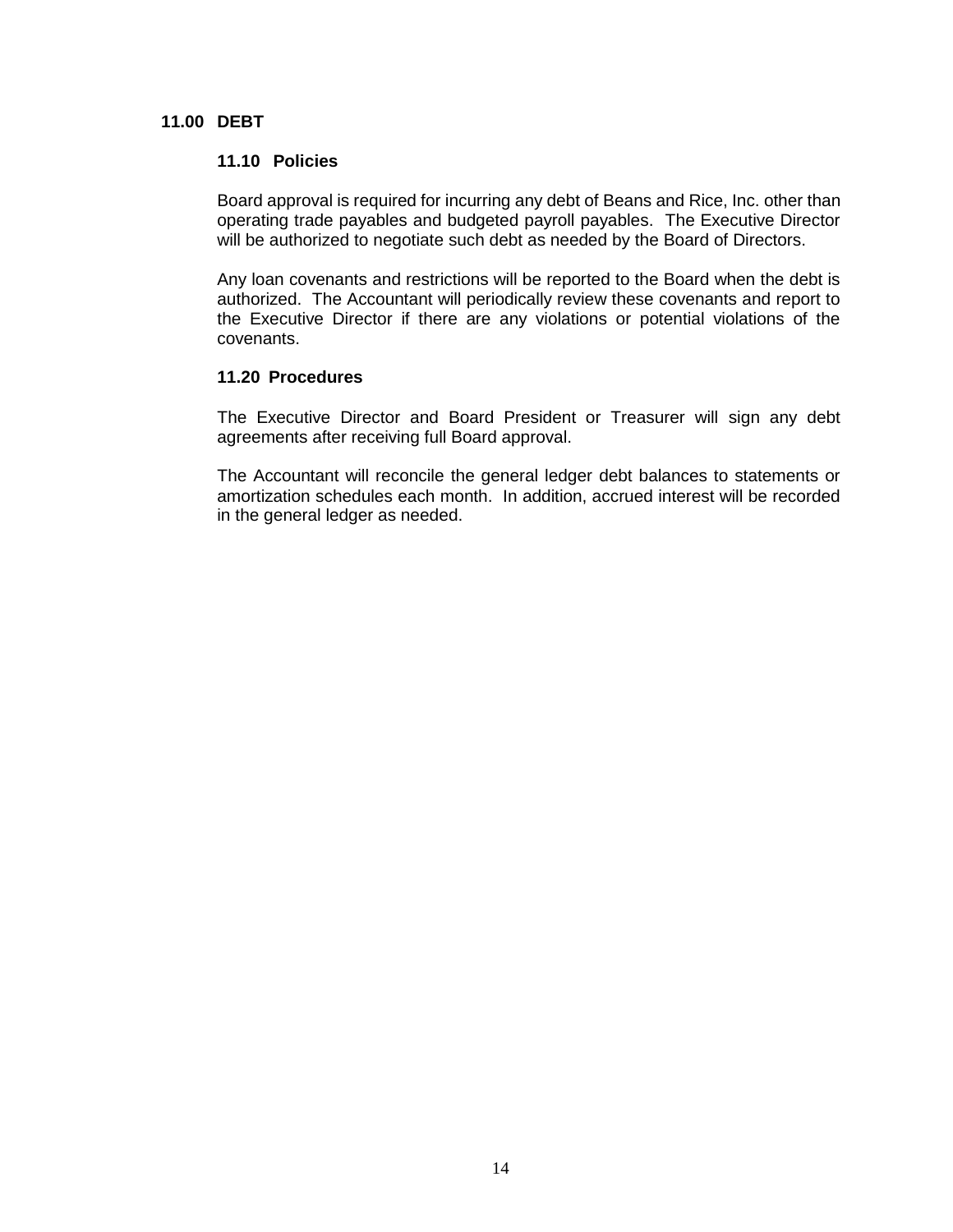## 11.00 DEBT

### 11.10 Policies

Board approval is required for incurring any debt of Beans and Rice, Inc. other than operating trade payables and budgeted payroll payables. The Executive Director will be authorized to negotiate such debt as needed by the Board of Directors.

Any loan covenants and restrictions will be reported to the Board when the debt is authorized. The Accountant will periodically review these covenants and report to the Executive Director if there are any violations or potential violations of the covenants.

### 11.20 Procedures

The Executive Director and Board President or Treasurer will sign any debt agreements after receiving full Board approval.

The Accountant will reconcile the general ledger debt balances to statements or amortization schedules each month. In addition, accrued interest will be recorded in the general ledger as needed.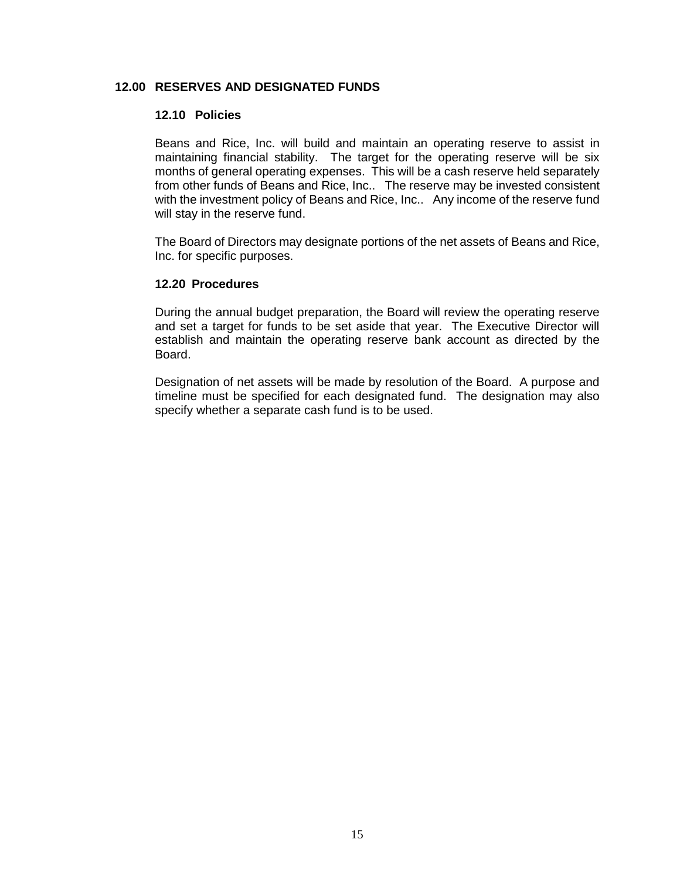## 12.00 RESERVES AND DESIGNATED FUNDS

### 12.10 Policies

Beans and Rice, Inc. will build and maintain an operating reserve to assist in maintaining financial stability. The target for the operating reserve will be six months of general operating expenses. This will be a cash reserve held separately from other funds of Beans and Rice, Inc.. The reserve may be invested consistent with the investment policy of Beans and Rice, Inc.. Any income of the reserve fund will stay in the reserve fund.

The Board of Directors may designate portions of the net assets of Beans and Rice, Inc. for specific purposes.

### 12.20 Procedures

During the annual budget preparation, the Board will review the operating reserve and set a target for funds to be set aside that year. The Executive Director will establish and maintain the operating reserve bank account as directed by the Board.

Designation of net assets will be made by resolution of the Board. A purpose and timeline must be specified for each designated fund. The designation may also specify whether a separate cash fund is to be used.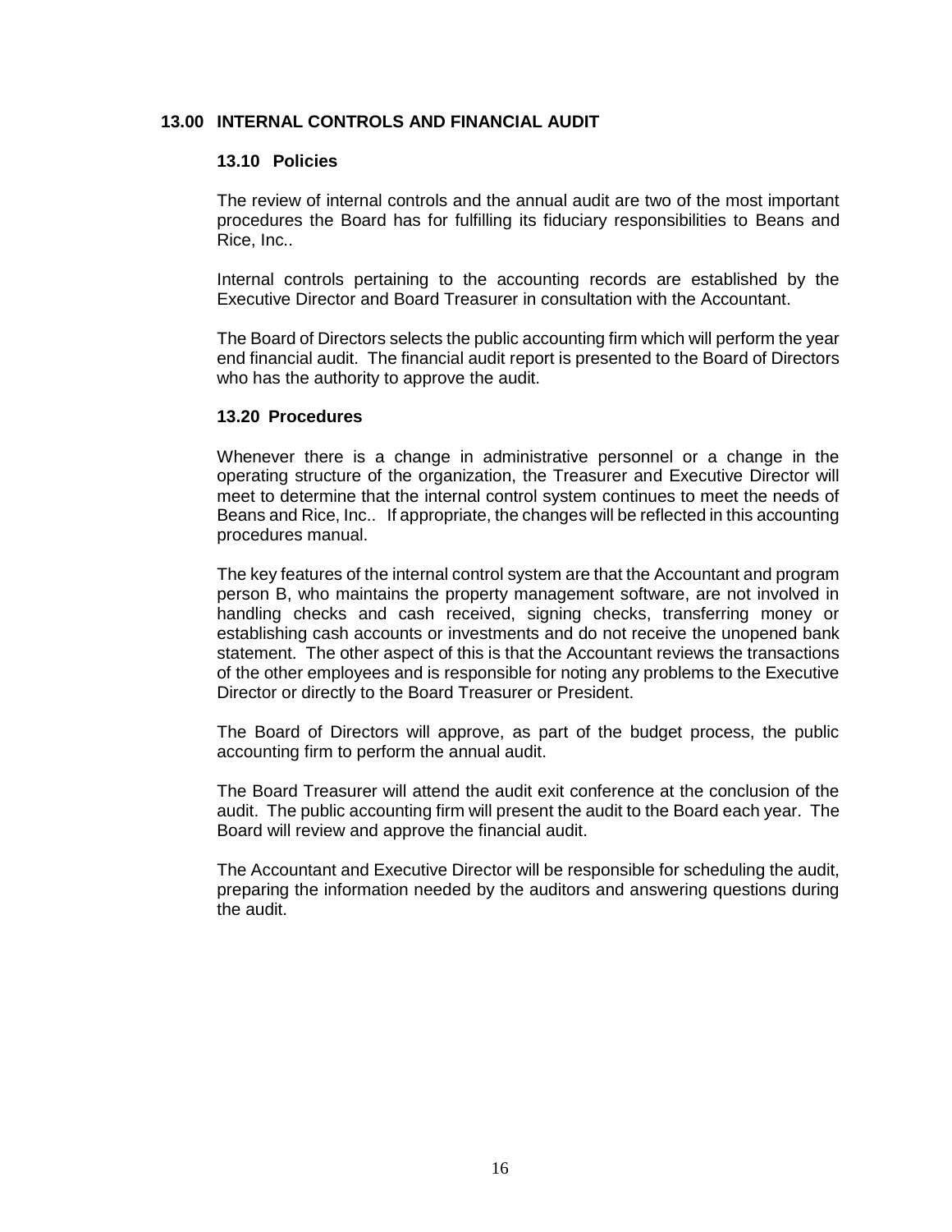## 13.00 INTERNAL CONTROLS AND FINANCIAL AUDIT

### 13.10 Policies

The review of internal controls and the annual audit are two of the most important procedures the Board has for fulfilling its fiduciary responsibilities to Beans and Rice, Inc..

Internal controls pertaining to the accounting records are established by the Executive Director and Board Treasurer in consultation with the Accountant.

The Board of Directors selects the public accounting firm which will perform the year end financial audit. The financial audit report is presented to the Board of Directors who has the authority to approve the audit.

### 13.20 Procedures

Whenever there is a change in administrative personnel or a change in the operating structure of the organization, the Treasurer and Executive Director will meet to determine that the internal control system continues to meet the needs of Beans and Rice, Inc.. If appropriate, the changes will be reflected in this accounting procedures manual.

The key features of the internal control system are that the Accountant and program person B, who maintains the property management software, are not involved in handling checks and cash received, signing checks, transferring money or establishing cash accounts or investments and do not receive the unopened bank statement. The other aspect of this is that the Accountant reviews the transactions of the other employees and is responsible for noting any problems to the Executive Director or directly to the Board Treasurer or President.

The Board of Directors will approve, as part of the budget process, the public accounting firm to perform the annual audit.

The Board Treasurer will attend the audit exit conference at the conclusion of the audit. The public accounting firm will present the audit to the Board each year. The Board will review and approve the financial audit.

The Accountant and Executive Director will be responsible for scheduling the audit, preparing the information needed by the auditors and answering questions during the audit.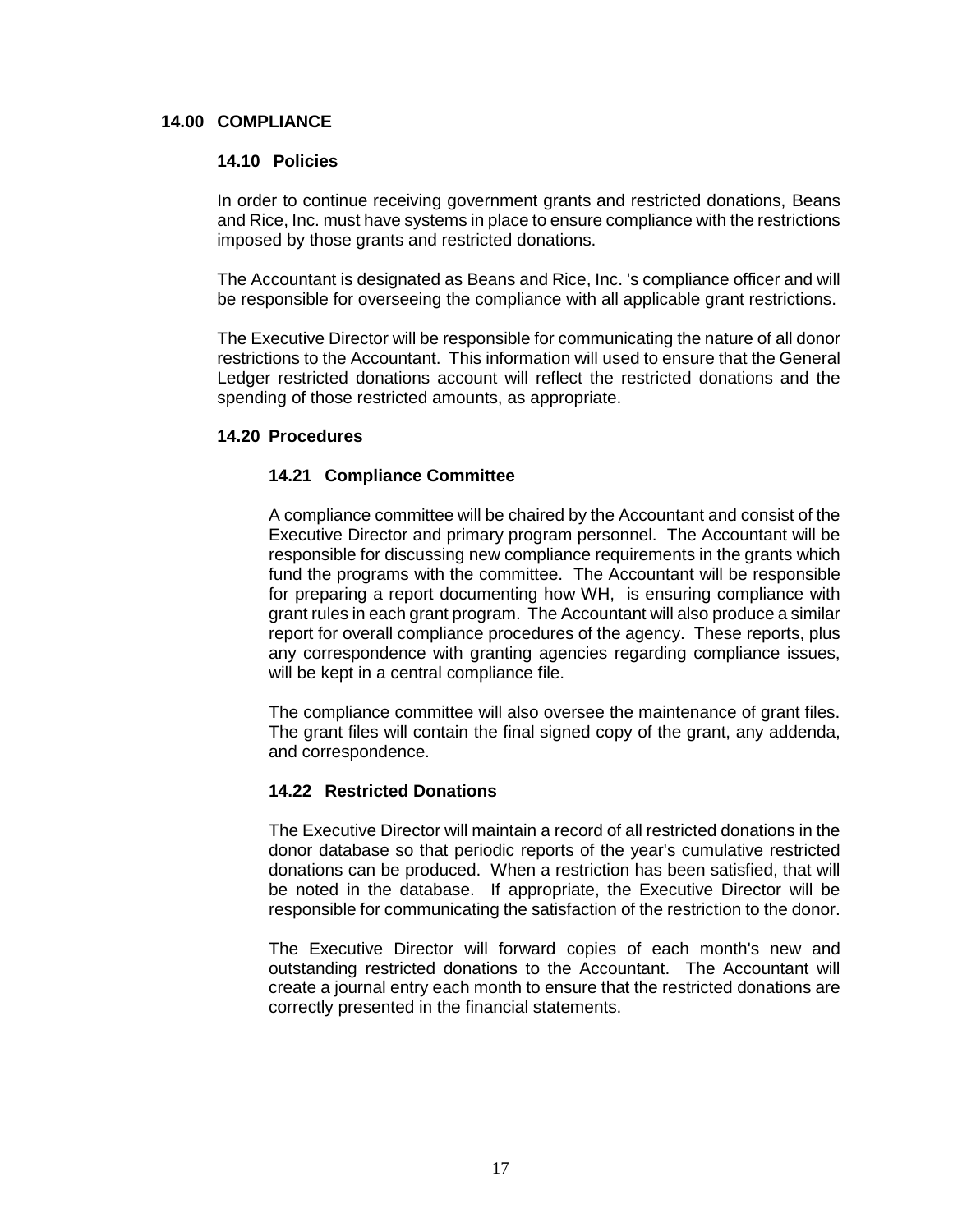## 14.00 COMPLIANCE

### 14.10 Policies

In order to continue receiving government grants and restricted donations, Beans and Rice, Inc. must have systems in place to ensure compliance with the restrictions imposed by those grants and restricted donations.

The Accountant is designated as Beans and Rice, Inc. 's compliance officer and will be responsible for overseeing the compliance with all applicable grant restrictions.

The Executive Director will be responsible for communicating the nature of all donor restrictions to the Accountant. This information will used to ensure that the General Ledger restricted donations account will reflect the restricted donations and the spending of those restricted amounts, as appropriate.

### 14.20 Procedures

#### 14.21 Compliance Committee

A compliance committee will be chaired by the Accountant and consist of the Executive Director and primary program personnel. The Accountant will be responsible for discussing new compliance requirements in the grants which fund the programs with the committee. The Accountant will be responsible for preparing a report documenting how WH, is ensuring compliance with grant rules in each grant program. The Accountant will also produce a similar report for overall compliance procedures of the agency. These reports, plus any correspondence with granting agencies regarding compliance issues, will be kept in a central compliance file.

The compliance committee will also oversee the maintenance of grant files. The grant files will contain the final signed copy of the grant, any addenda, and correspondence.

#### 14.22 Restricted Donations

The Executive Director will maintain a record of all restricted donations in the donor database so that periodic reports of the year's cumulative restricted donations can be produced. When a restriction has been satisfied, that will be noted in the database. If appropriate, the Executive Director will be responsible for communicating the satisfaction of the restriction to the donor.

The Executive Director will forward copies of each month's new and outstanding restricted donations to the Accountant. The Accountant will create a journal entry each month to ensure that the restricted donations are correctly presented in the financial statements.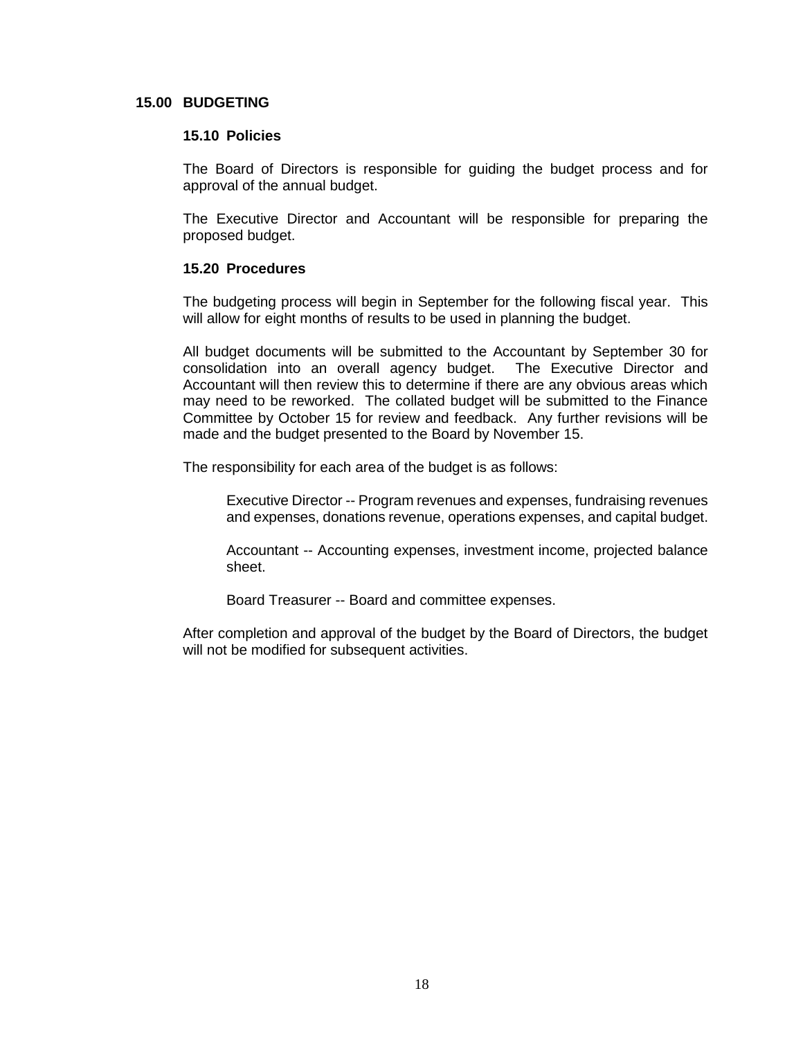## 15.00 BUDGETING

### 15.10 Policies

The Board of Directors is responsible for guiding the budget process and for approval of the annual budget.

The Executive Director and Accountant will be responsible for preparing the proposed budget.

### 15.20 Procedures

The budgeting process will begin in September for the following fiscal year. This will allow for eight months of results to be used in planning the budget.

All budget documents will be submitted to the Accountant by September 30 for consolidation into an overall agency budget. The Executive Director and Accountant will then review this to determine if there are any obvious areas which may need to be reworked. The collated budget will be submitted to the Finance Committee by October 15 for review and feedback. Any further revisions will be made and the budget presented to the Board by November 15.

The responsibility for each area of the budget is as follows:

> Executive Director -- Program revenues and expenses, fundraising revenues and expenses, donations revenue, operations expenses, and capital budget.
>
> Accountant -- Accounting expenses, investment income, projected balance sheet.
>
> Board Treasurer -- Board and committee expenses.

After completion and approval of the budget by the Board of Directors, the budget will not be modified for subsequent activities.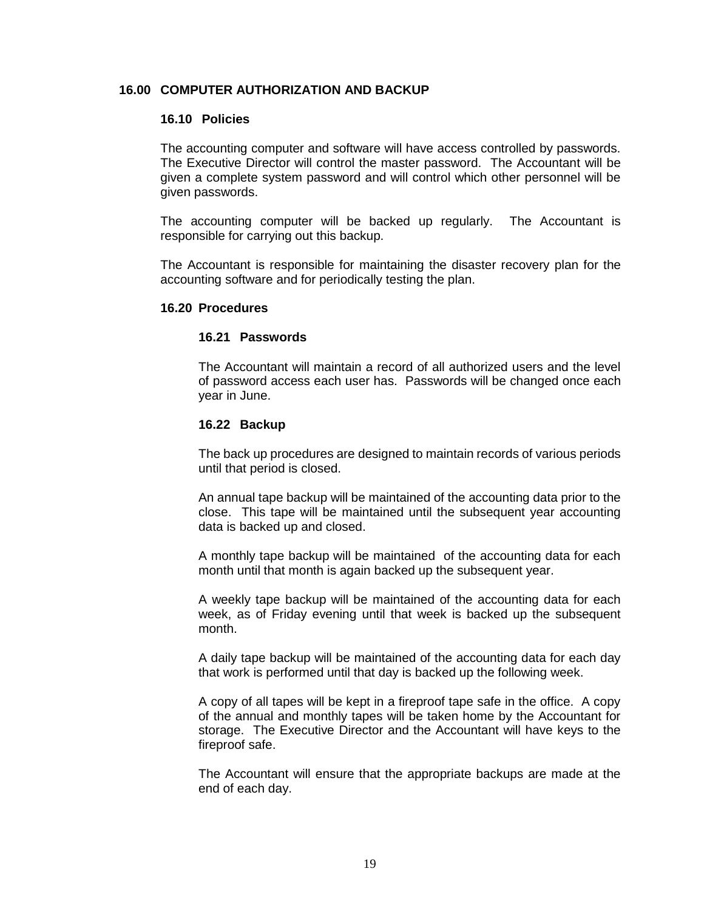## 16.00 COMPUTER AUTHORIZATION AND BACKUP

### 16.10 Policies

The accounting computer and software will have access controlled by passwords. The Executive Director will control the master password. The Accountant will be given a complete system password and will control which other personnel will be given passwords.

The accounting computer will be backed up regularly. The Accountant is responsible for carrying out this backup.

The Accountant is responsible for maintaining the disaster recovery plan for the accounting software and for periodically testing the plan.

### 16.20 Procedures

#### 16.21 Passwords

The Accountant will maintain a record of all authorized users and the level of password access each user has. Passwords will be changed once each year in June.

#### 16.22 Backup

The back up procedures are designed to maintain records of various periods until that period is closed.

An annual tape backup will be maintained of the accounting data prior to the close. This tape will be maintained until the subsequent year accounting data is backed up and closed.

A monthly tape backup will be maintained of the accounting data for each month until that month is again backed up the subsequent year.

A weekly tape backup will be maintained of the accounting data for each week, as of Friday evening until that week is backed up the subsequent month.

A daily tape backup will be maintained of the accounting data for each day that work is performed until that day is backed up the following week.

A copy of all tapes will be kept in a fireproof tape safe in the office. A copy of the annual and monthly tapes will be taken home by the Accountant for storage. The Executive Director and the Accountant will have keys to the fireproof safe.

The Accountant will ensure that the appropriate backups are made at the end of each day.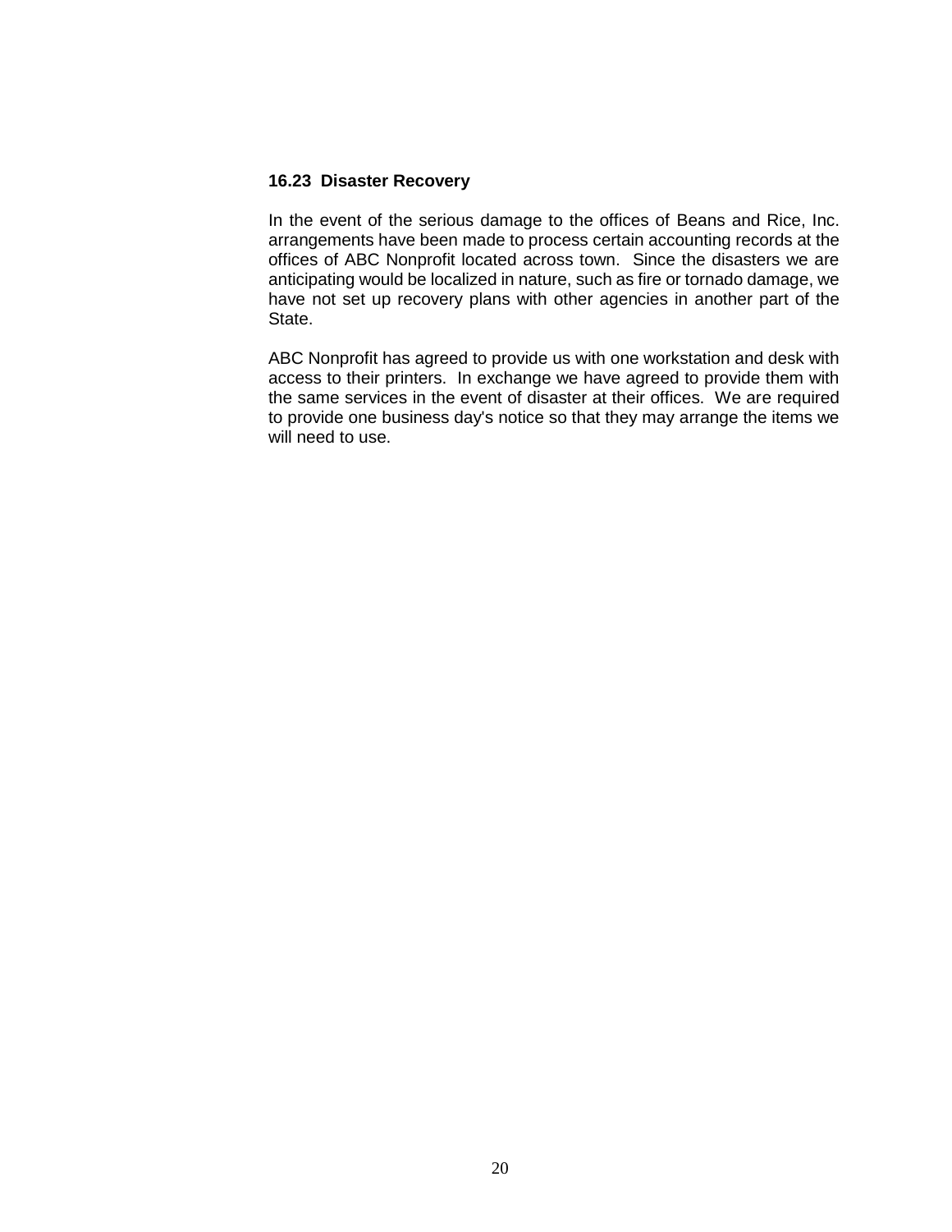### 16.23 Disaster Recovery

In the event of the serious damage to the offices of Beans and Rice, Inc. arrangements have been made to process certain accounting records at the offices of ABC Nonprofit located across town. Since the disasters we are anticipating would be localized in nature, such as fire or tornado damage, we have not set up recovery plans with other agencies in another part of the State.

ABC Nonprofit has agreed to provide us with one workstation and desk with access to their printers. In exchange we have agreed to provide them with the same services in the event of disaster at their offices. We are required to provide one business day's notice so that they may arrange the items we will need to use.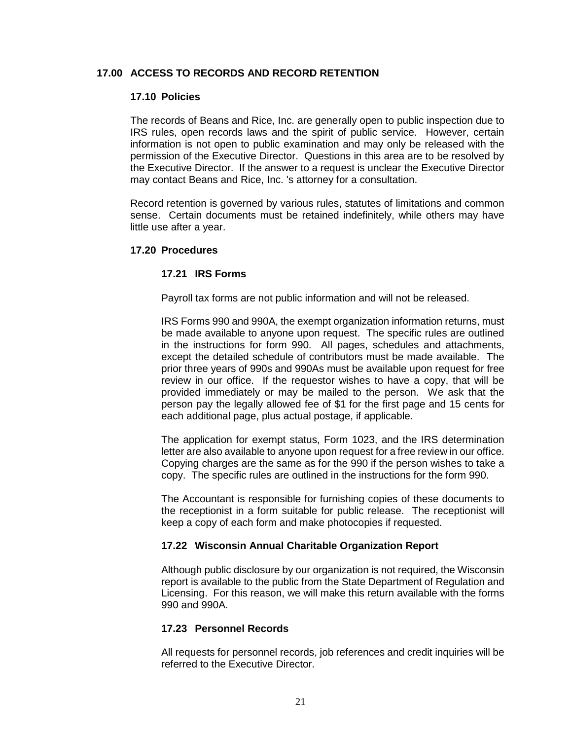## 17.00 ACCESS TO RECORDS AND RECORD RETENTION

### 17.10 Policies

The records of Beans and Rice, Inc. are generally open to public inspection due to IRS rules, open records laws and the spirit of public service. However, certain information is not open to public examination and may only be released with the permission of the Executive Director. Questions in this area are to be resolved by the Executive Director. If the answer to a request is unclear the Executive Director may contact Beans and Rice, Inc. 's attorney for a consultation.

Record retention is governed by various rules, statutes of limitations and common sense. Certain documents must be retained indefinitely, while others may have little use after a year.

### 17.20 Procedures

#### 17.21 IRS Forms

Payroll tax forms are not public information and will not be released.

IRS Forms 990 and 990A, the exempt organization information returns, must be made available to anyone upon request. The specific rules are outlined in the instructions for form 990. All pages, schedules and attachments, except the detailed schedule of contributors must be made available. The prior three years of 990s and 990As must be available upon request for free review in our office. If the requestor wishes to have a copy, that will be provided immediately or may be mailed to the person. We ask that the person pay the legally allowed fee of $1 for the first page and 15 cents for each additional page, plus actual postage, if applicable.

The application for exempt status, Form 1023, and the IRS determination letter are also available to anyone upon request for a free review in our office. Copying charges are the same as for the 990 if the person wishes to take a copy. The specific rules are outlined in the instructions for the form 990.

The Accountant is responsible for furnishing copies of these documents to the receptionist in a form suitable for public release. The receptionist will keep a copy of each form and make photocopies if requested.

#### 17.22 Wisconsin Annual Charitable Organization Report

Although public disclosure by our organization is not required, the Wisconsin report is available to the public from the State Department of Regulation and Licensing. For this reason, we will make this return available with the forms 990 and 990A.

#### 17.23 Personnel Records

All requests for personnel records, job references and credit inquiries will be referred to the Executive Director.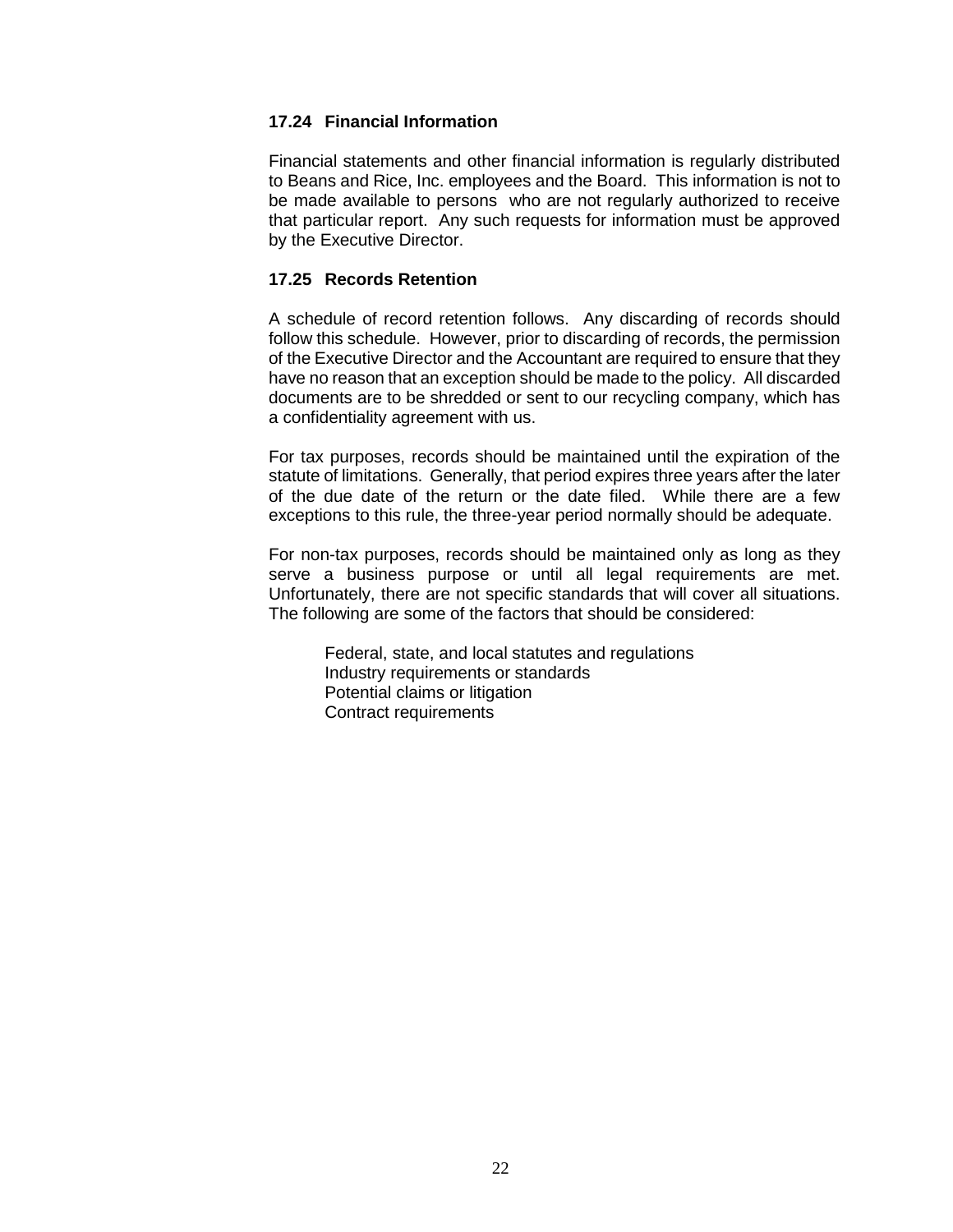### 17.24 Financial Information

Financial statements and other financial information is regularly distributed to Beans and Rice, Inc. employees and the Board. This information is not to be made available to persons who are not regularly authorized to receive that particular report. Any such requests for information must be approved by the Executive Director.

### 17.25 Records Retention

A schedule of record retention follows. Any discarding of records should follow this schedule. However, prior to discarding of records, the permission of the Executive Director and the Accountant are required to ensure that they have no reason that an exception should be made to the policy. All discarded documents are to be shredded or sent to our recycling company, which has a confidentiality agreement with us.

For tax purposes, records should be maintained until the expiration of the statute of limitations. Generally, that period expires three years after the later of the due date of the return or the date filed. While there are a few exceptions to this rule, the three-year period normally should be adequate.

For non-tax purposes, records should be maintained only as long as they serve a business purpose or until all legal requirements are met. Unfortunately, there are not specific standards that will cover all situations. The following are some of the factors that should be considered:

Federal, state, and local statutes and regulations
Industry requirements or standards
Potential claims or litigation
Contract requirements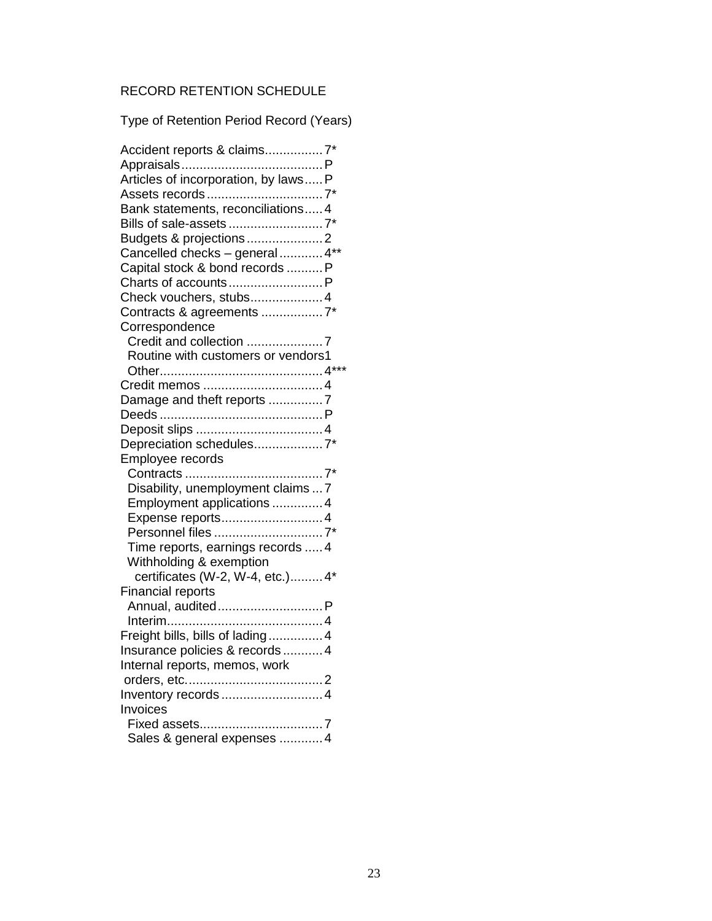## RECORD RETENTION SCHEDULE

| Type of Record | Retention Period (Years) |
|---|---|
| Accident reports & claims | 7* |
| Appraisals | P |
| Articles of incorporation, by laws | P |
| Assets records | 7* |
| Bank statements, reconciliations | 4 |
| Bills of sale-assets | 7* |
| Budgets & projections | 2 |
| Cancelled checks – general | 4** |
| Capital stock & bond records | P |
| Charts of accounts | P |
| Check vouchers, stubs | 4 |
| Contracts & agreements | 7* |
| **Correspondence** | |
| Credit and collection | 7 |
| Routine with customers or vendors | 1 |
| Other | 4*** |
| Credit memos | 4 |
| Damage and theft reports | 7 |
| Deeds | P |
| Deposit slips | 4 |
| Depreciation schedules | 7* |
| **Employee records** | |
| Contracts | 7* |
| Disability, unemployment claims | 7 |
| Employment applications | 4 |
| Expense reports | 4 |
| Personnel files | 7* |
| Time reports, earnings records | 4 |
| Withholding & exemption certificates (W-2, W-4, etc.) | 4* |
| **Financial reports** | |
| Annual, audited | P |
| Interim | 4 |
| Freight bills, bills of lading | 4 |
| Insurance policies & records | 4 |
| Internal reports, memos, work orders, etc. | 2 |
| Inventory records | 4 |
| **Invoices** | |
| Fixed assets | 7 |
| Sales & general expenses | 4 |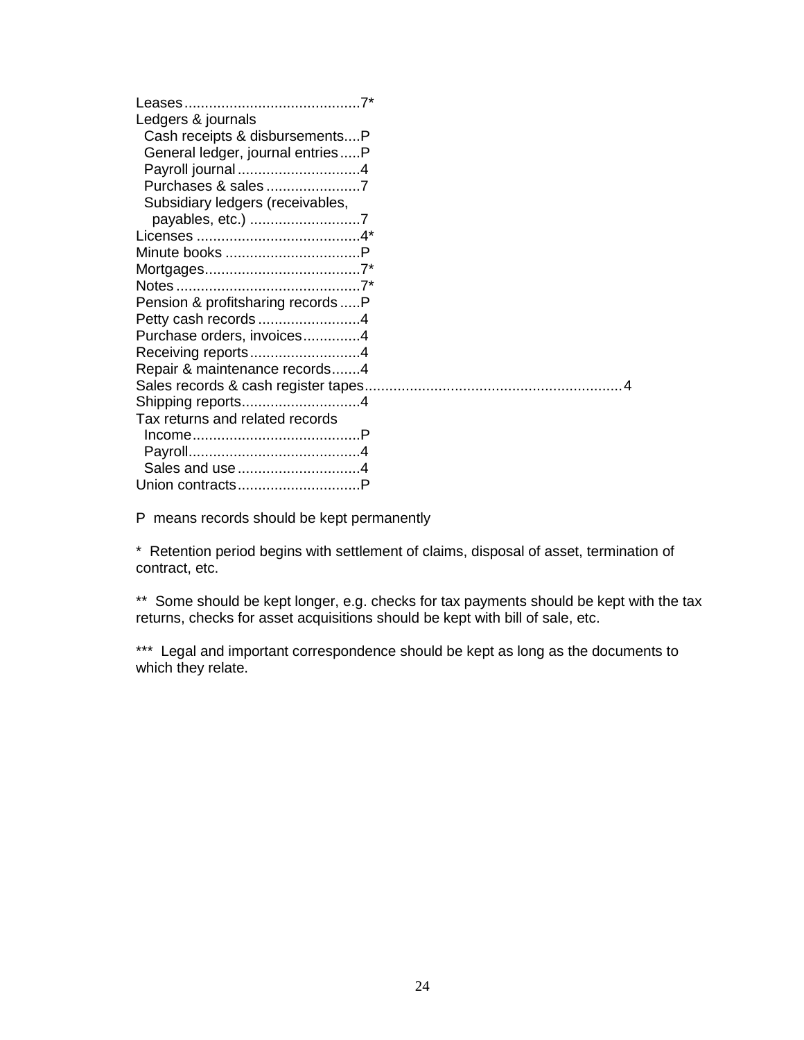Leases...........................................7*
Ledgers & journals
  Cash receipts & disbursements....P
  General ledger, journal entries.....P
  Payroll journal..............................4
  Purchases & sales.......................7
  Subsidiary ledgers (receivables,
    payables, etc.) ...........................7
Licenses ........................................4*
Minute books .................................P
Mortgages......................................7*
Notes.............................................7*
Pension & profitsharing records.....P
Petty cash records.........................4
Purchase orders, invoices..............4
Receiving reports...........................4
Repair & maintenance records.......4
Sales records & cash register tapes..............................................................4
Shipping reports.............................4
Tax returns and related records
  Income.........................................P
  Payroll..........................................4
  Sales and use..............................4
Union contracts..............................P

P means records should be kept permanently

* Retention period begins with settlement of claims, disposal of asset, termination of contract, etc.

** Some should be kept longer, e.g. checks for tax payments should be kept with the tax returns, checks for asset acquisitions should be kept with bill of sale, etc.

*** Legal and important correspondence should be kept as long as the documents to which they relate.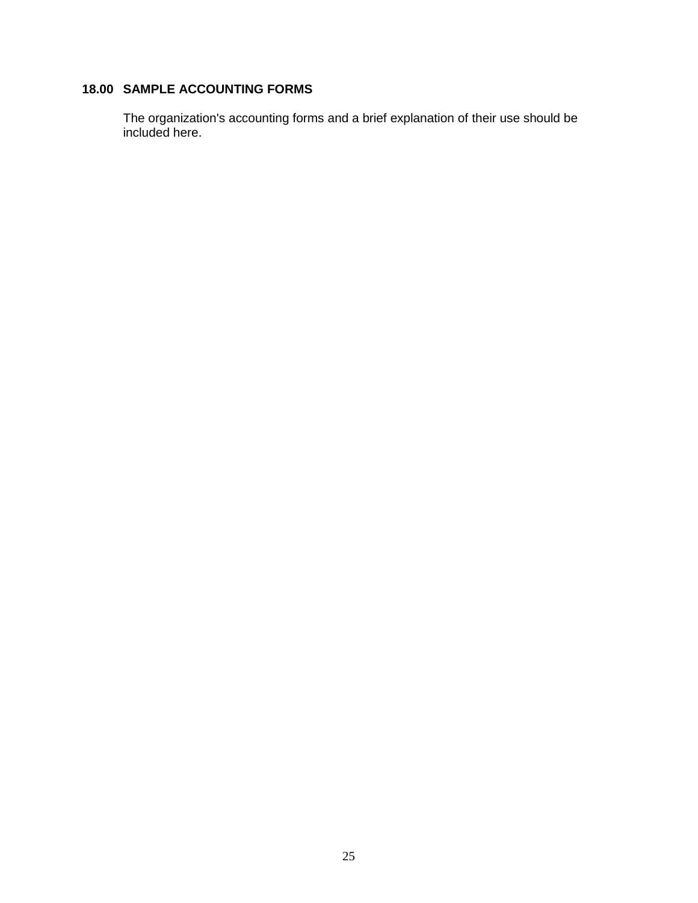## 18.00 SAMPLE ACCOUNTING FORMS

The organization's accounting forms and a brief explanation of their use should be included here.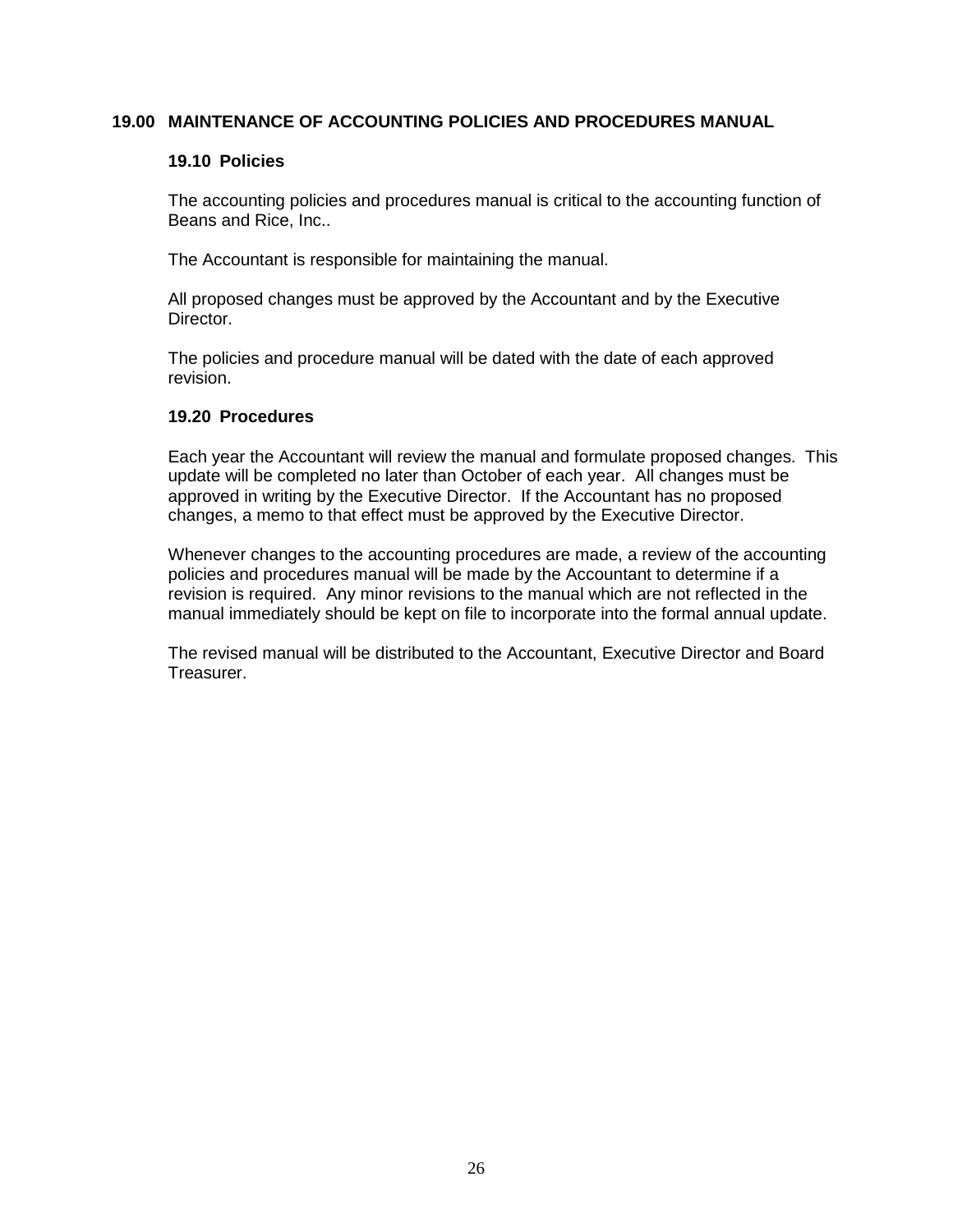## 19.00 MAINTENANCE OF ACCOUNTING POLICIES AND PROCEDURES MANUAL

### 19.10 Policies

The accounting policies and procedures manual is critical to the accounting function of Beans and Rice, Inc..

The Accountant is responsible for maintaining the manual.

All proposed changes must be approved by the Accountant and by the Executive Director.

The policies and procedure manual will be dated with the date of each approved revision.

### 19.20 Procedures

Each year the Accountant will review the manual and formulate proposed changes. This update will be completed no later than October of each year. All changes must be approved in writing by the Executive Director. If the Accountant has no proposed changes, a memo to that effect must be approved by the Executive Director.

Whenever changes to the accounting procedures are made, a review of the accounting policies and procedures manual will be made by the Accountant to determine if a revision is required. Any minor revisions to the manual which are not reflected in the manual immediately should be kept on file to incorporate into the formal annual update.

The revised manual will be distributed to the Accountant, Executive Director and Board Treasurer.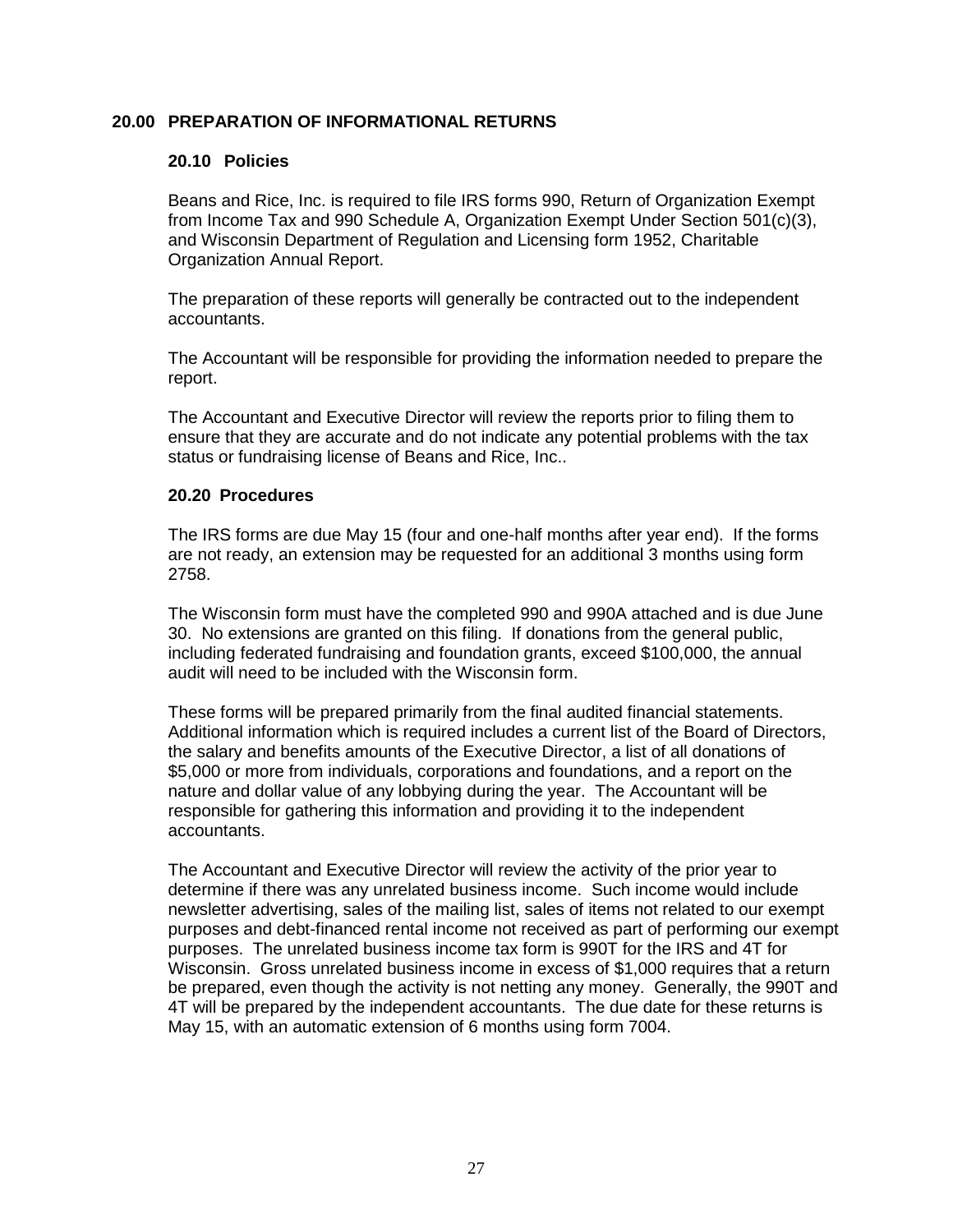## 20.00 PREPARATION OF INFORMATIONAL RETURNS

### 20.10 Policies

Beans and Rice, Inc. is required to file IRS forms 990, Return of Organization Exempt from Income Tax and 990 Schedule A, Organization Exempt Under Section 501(c)(3), and Wisconsin Department of Regulation and Licensing form 1952, Charitable Organization Annual Report.

The preparation of these reports will generally be contracted out to the independent accountants.

The Accountant will be responsible for providing the information needed to prepare the report.

The Accountant and Executive Director will review the reports prior to filing them to ensure that they are accurate and do not indicate any potential problems with the tax status or fundraising license of Beans and Rice, Inc..

### 20.20 Procedures

The IRS forms are due May 15 (four and one-half months after year end). If the forms are not ready, an extension may be requested for an additional 3 months using form 2758.

The Wisconsin form must have the completed 990 and 990A attached and is due June 30. No extensions are granted on this filing. If donations from the general public, including federated fundraising and foundation grants, exceed $100,000, the annual audit will need to be included with the Wisconsin form.

These forms will be prepared primarily from the final audited financial statements. Additional information which is required includes a current list of the Board of Directors, the salary and benefits amounts of the Executive Director, a list of all donations of $5,000 or more from individuals, corporations and foundations, and a report on the nature and dollar value of any lobbying during the year. The Accountant will be responsible for gathering this information and providing it to the independent accountants.

The Accountant and Executive Director will review the activity of the prior year to determine if there was any unrelated business income. Such income would include newsletter advertising, sales of the mailing list, sales of items not related to our exempt purposes and debt-financed rental income not received as part of performing our exempt purposes. The unrelated business income tax form is 990T for the IRS and 4T for Wisconsin. Gross unrelated business income in excess of $1,000 requires that a return be prepared, even though the activity is not netting any money. Generally, the 990T and 4T will be prepared by the independent accountants. The due date for these returns is May 15, with an automatic extension of 6 months using form 7004.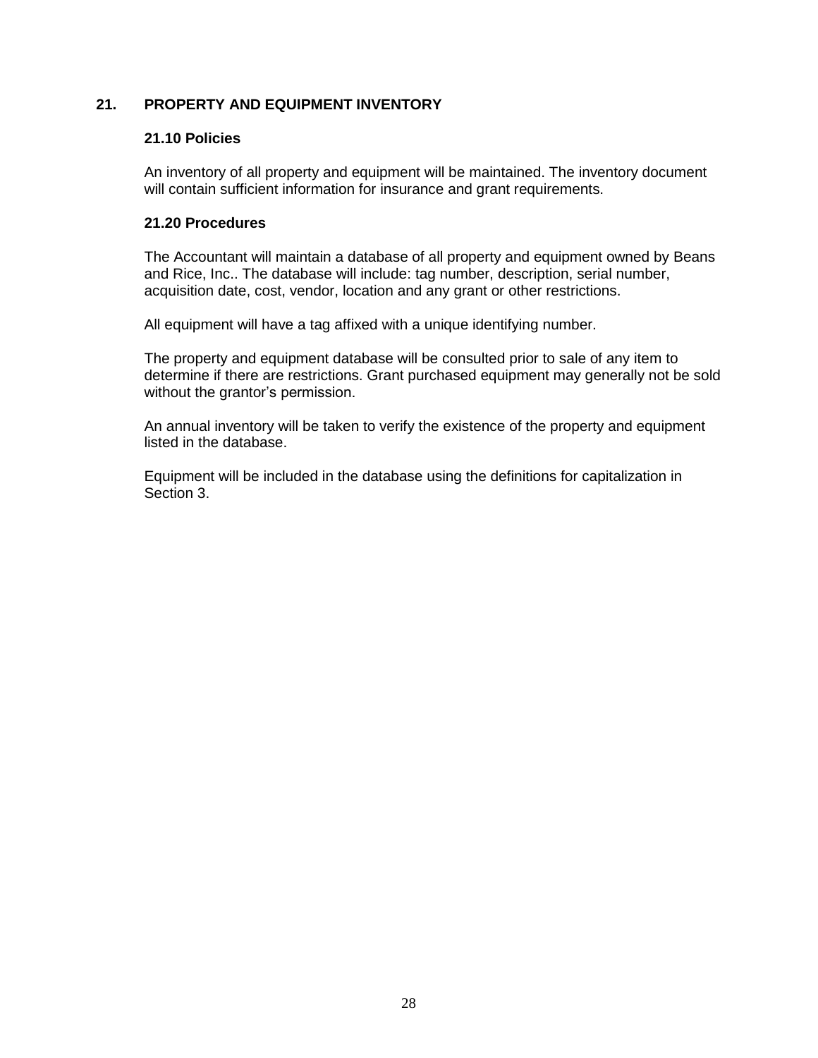## 21. PROPERTY AND EQUIPMENT INVENTORY

### 21.10 Policies

An inventory of all property and equipment will be maintained. The inventory document will contain sufficient information for insurance and grant requirements.

### 21.20 Procedures

The Accountant will maintain a database of all property and equipment owned by Beans and Rice, Inc.. The database will include: tag number, description, serial number, acquisition date, cost, vendor, location and any grant or other restrictions.

All equipment will have a tag affixed with a unique identifying number.

The property and equipment database will be consulted prior to sale of any item to determine if there are restrictions. Grant purchased equipment may generally not be sold without the grantor's permission.

An annual inventory will be taken to verify the existence of the property and equipment listed in the database.

Equipment will be included in the database using the definitions for capitalization in Section 3.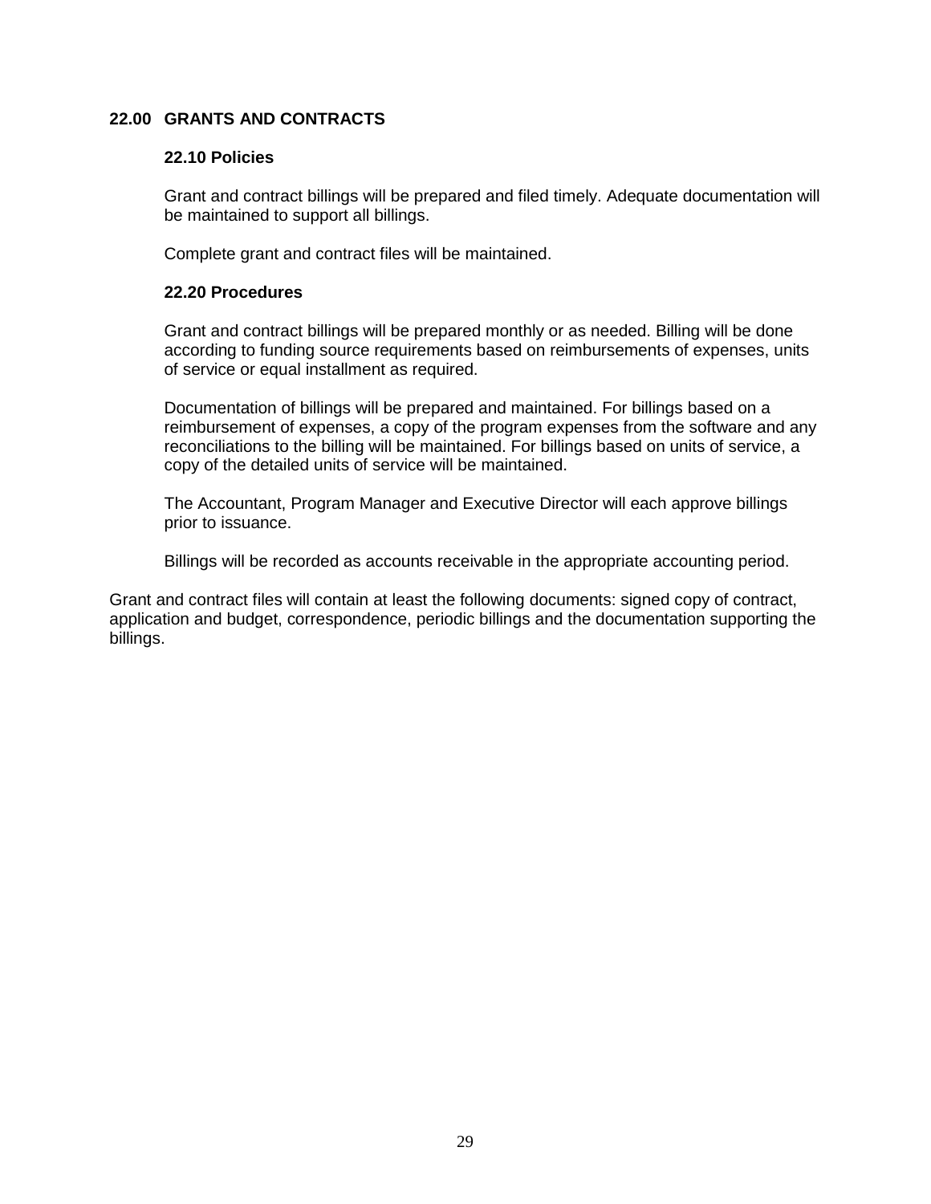## 22.00 GRANTS AND CONTRACTS

### 22.10 Policies

Grant and contract billings will be prepared and filed timely. Adequate documentation will be maintained to support all billings.

Complete grant and contract files will be maintained.

### 22.20 Procedures

Grant and contract billings will be prepared monthly or as needed. Billing will be done according to funding source requirements based on reimbursements of expenses, units of service or equal installment as required.

Documentation of billings will be prepared and maintained. For billings based on a reimbursement of expenses, a copy of the program expenses from the software and any reconciliations to the billing will be maintained. For billings based on units of service, a copy of the detailed units of service will be maintained.

The Accountant, Program Manager and Executive Director will each approve billings prior to issuance.

Billings will be recorded as accounts receivable in the appropriate accounting period.

Grant and contract files will contain at least the following documents: signed copy of contract, application and budget, correspondence, periodic billings and the documentation supporting the billings.